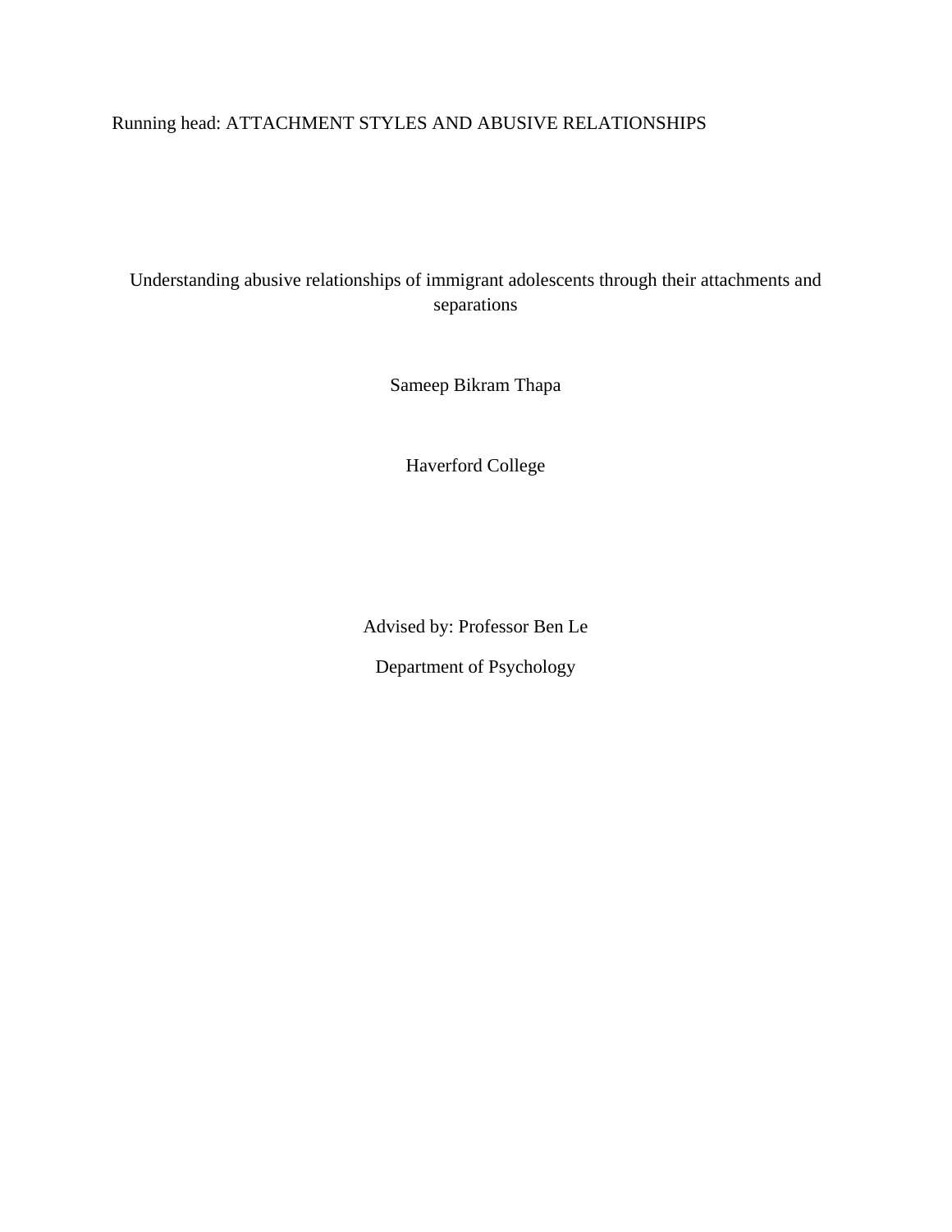# Understanding abusive relationships of immigrant adolescents through their attachments and separations

Sameep Bikram Thapa

Haverford College

Advised by: Professor Ben Le

Department of Psychology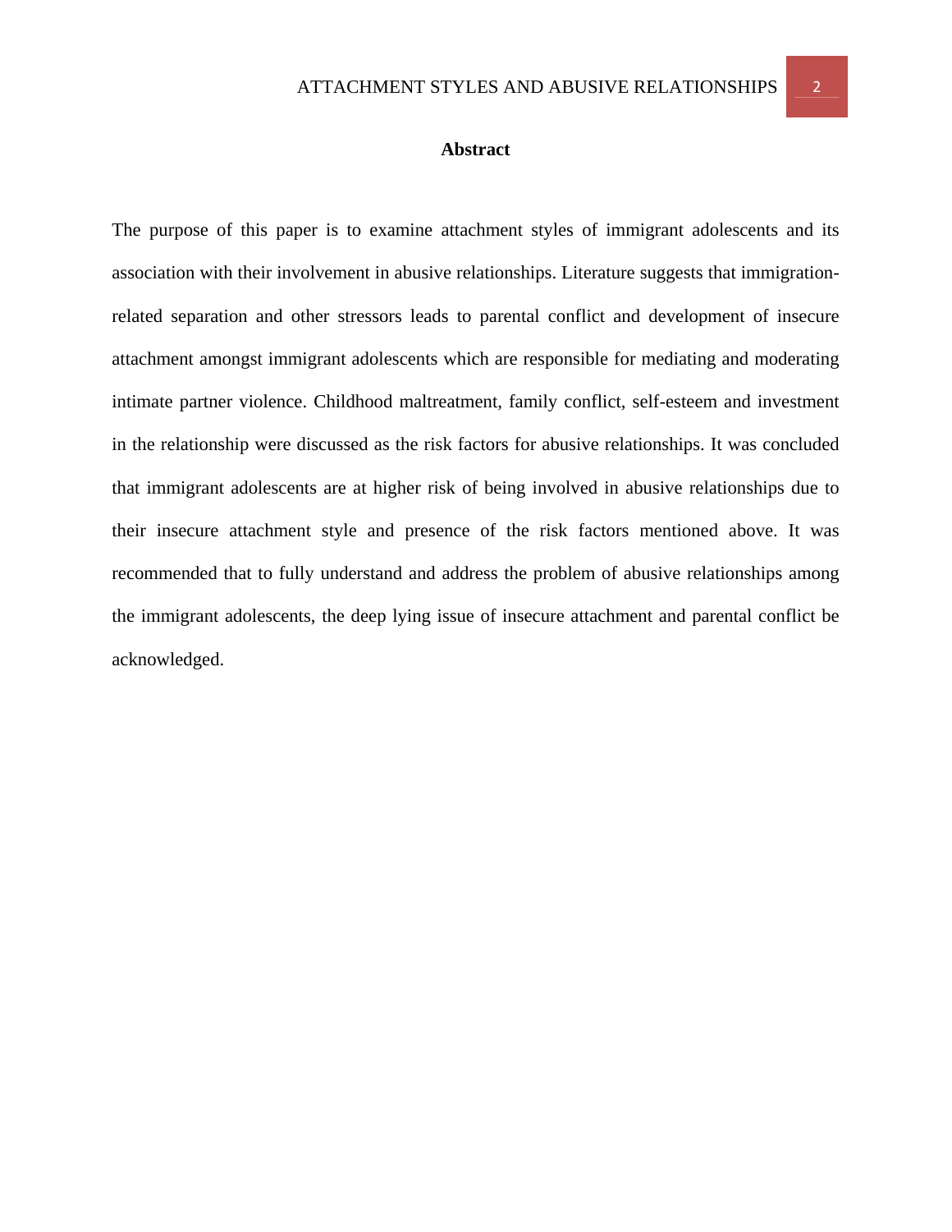# Abstract

The purpose of this paper is to examine attachment styles of immigrant adolescents and its association with their involvement in abusive relationships. Literature suggests that immigration-related separation and other stressors leads to parental conflict and development of insecure attachment amongst immigrant adolescents which are responsible for mediating and moderating intimate partner violence. Childhood maltreatment, family conflict, self-esteem and investment in the relationship were discussed as the risk factors for abusive relationships. It was concluded that immigrant adolescents are at higher risk of being involved in abusive relationships due to their insecure attachment style and presence of the risk factors mentioned above. It was recommended that to fully understand and address the problem of abusive relationships among the immigrant adolescents, the deep lying issue of insecure attachment and parental conflict be acknowledged.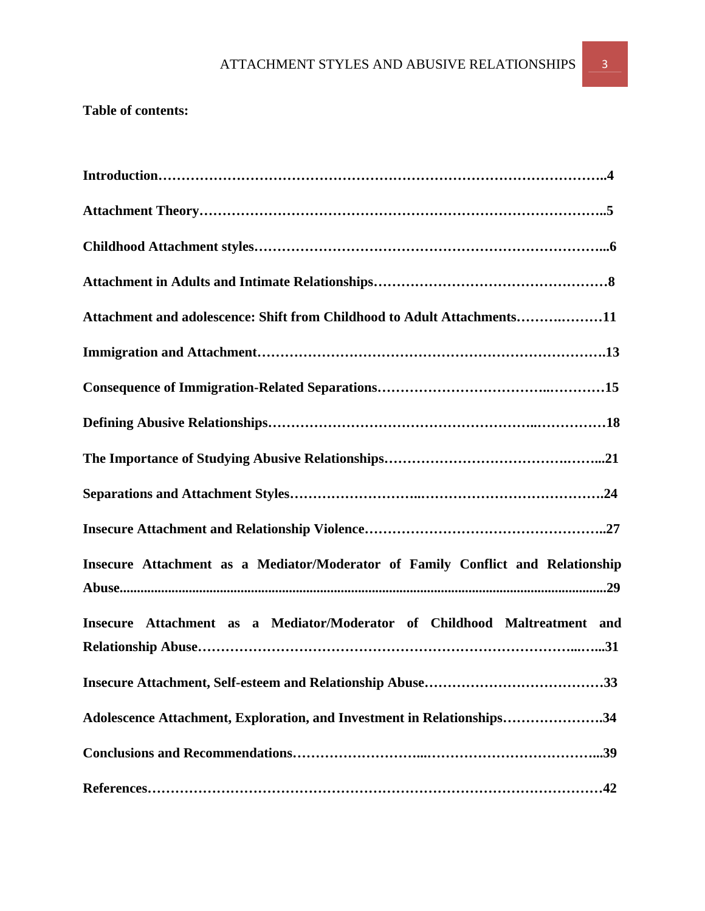**Table of contents:**

**Introduction………………………………………………………………………………..4**

**Attachment Theory…………………………………………………………………………..5**

**Childhood Attachment styles………………………………………………………………...6**

**Attachment in Adults and Intimate Relationships……………………………………………8**

**Attachment and adolescence: Shift from Childhood to Adult Attachments……….………11**

**Immigration and Attachment……………………………………………………………….13**

**Consequence of Immigration-Related Separations……………………………..…………15**

**Defining Abusive Relationships……………………………………………..……………18**

**The Importance of Studying Abusive Relationships……………………………….……...21**

**Separations and Attachment Styles……………………..……………………………….24**

**Insecure Attachment and Relationship Violence……………………………………………..27**

**Insecure Attachment as a Mediator/Moderator of Family Conflict and Relationship Abuse.................................................................................................................................29**

**Insecure Attachment as a Mediator/Moderator of Childhood Maltreatment and Relationship Abuse…………………………………………………………………...…...31**

**Insecure Attachment, Self-esteem and Relationship Abuse…………………………………33**

**Adolescence Attachment, Exploration, and Investment in Relationships………………….34**

**Conclusions and Recommendations……………………...………………………………...39**

**References……………………………………………………………………………………42**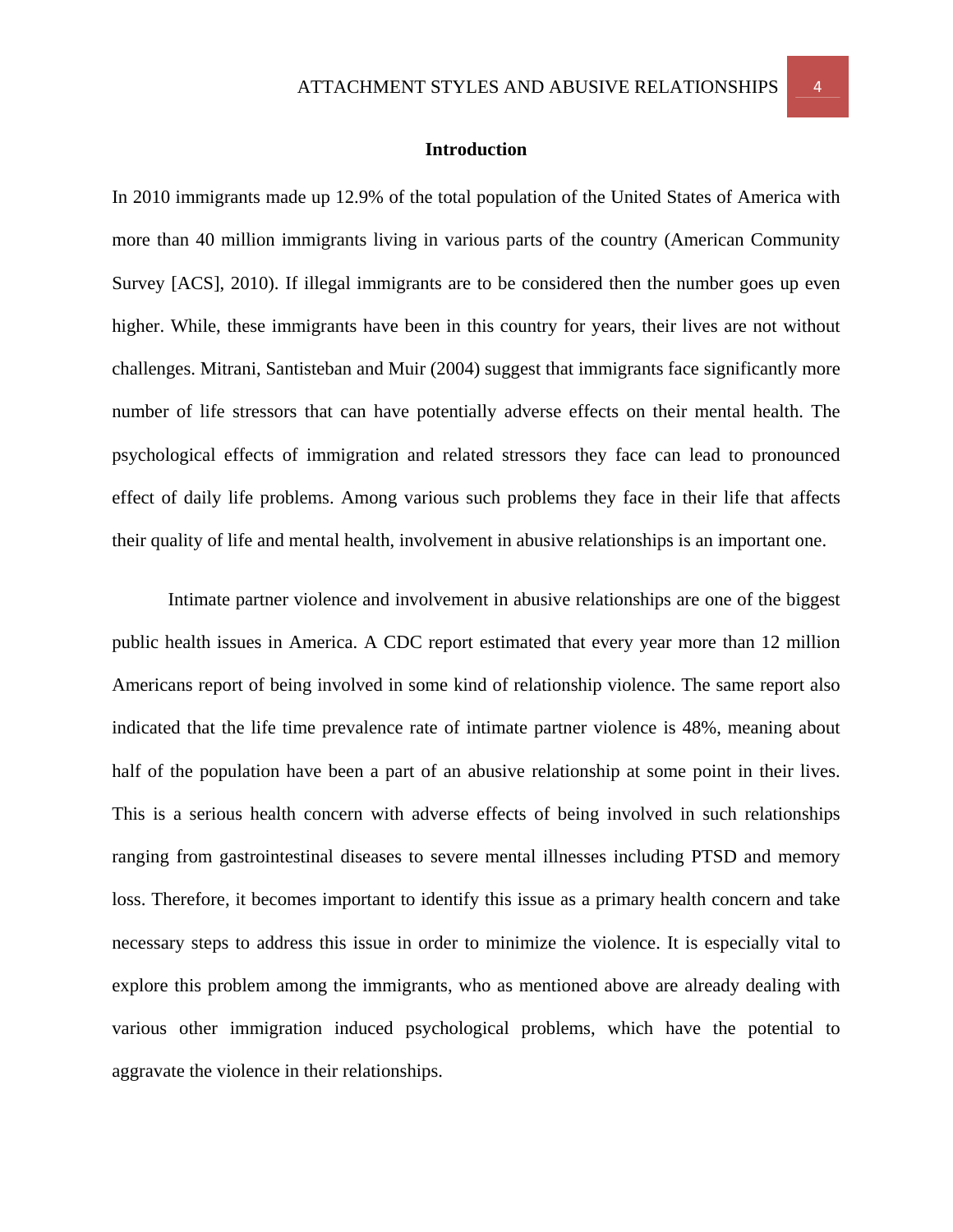## Introduction

In 2010 immigrants made up 12.9% of the total population of the United States of America with more than 40 million immigrants living in various parts of the country (American Community Survey [ACS], 2010). If illegal immigrants are to be considered then the number goes up even higher. While, these immigrants have been in this country for years, their lives are not without challenges. Mitrani, Santisteban and Muir (2004) suggest that immigrants face significantly more number of life stressors that can have potentially adverse effects on their mental health. The psychological effects of immigration and related stressors they face can lead to pronounced effect of daily life problems. Among various such problems they face in their life that affects their quality of life and mental health, involvement in abusive relationships is an important one.

Intimate partner violence and involvement in abusive relationships are one of the biggest public health issues in America. A CDC report estimated that every year more than 12 million Americans report of being involved in some kind of relationship violence. The same report also indicated that the life time prevalence rate of intimate partner violence is 48%, meaning about half of the population have been a part of an abusive relationship at some point in their lives. This is a serious health concern with adverse effects of being involved in such relationships ranging from gastrointestinal diseases to severe mental illnesses including PTSD and memory loss. Therefore, it becomes important to identify this issue as a primary health concern and take necessary steps to address this issue in order to minimize the violence. It is especially vital to explore this problem among the immigrants, who as mentioned above are already dealing with various other immigration induced psychological problems, which have the potential to aggravate the violence in their relationships.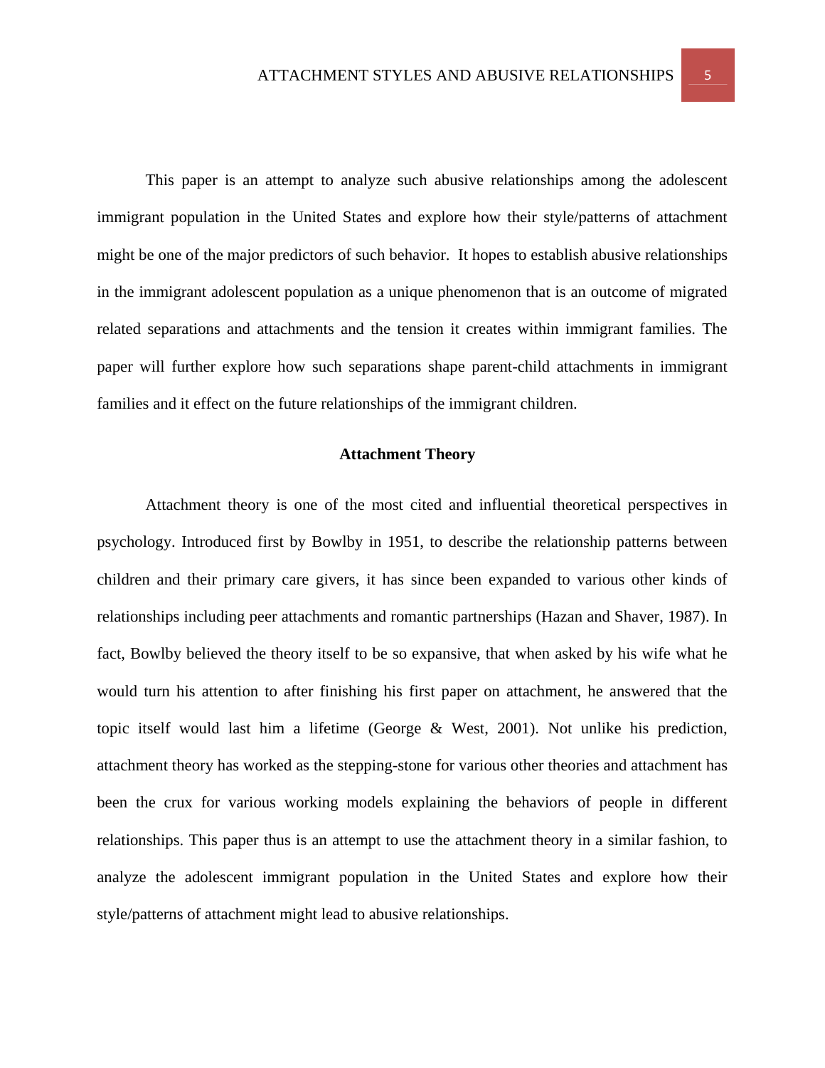This paper is an attempt to analyze such abusive relationships among the adolescent immigrant population in the United States and explore how their style/patterns of attachment might be one of the major predictors of such behavior. It hopes to establish abusive relationships in the immigrant adolescent population as a unique phenomenon that is an outcome of migrated related separations and attachments and the tension it creates within immigrant families. The paper will further explore how such separations shape parent-child attachments in immigrant families and it effect on the future relationships of the immigrant children.

## Attachment Theory

Attachment theory is one of the most cited and influential theoretical perspectives in psychology. Introduced first by Bowlby in 1951, to describe the relationship patterns between children and their primary care givers, it has since been expanded to various other kinds of relationships including peer attachments and romantic partnerships (Hazan and Shaver, 1987). In fact, Bowlby believed the theory itself to be so expansive, that when asked by his wife what he would turn his attention to after finishing his first paper on attachment, he answered that the topic itself would last him a lifetime (George & West, 2001). Not unlike his prediction, attachment theory has worked as the stepping-stone for various other theories and attachment has been the crux for various working models explaining the behaviors of people in different relationships. This paper thus is an attempt to use the attachment theory in a similar fashion, to analyze the adolescent immigrant population in the United States and explore how their style/patterns of attachment might lead to abusive relationships.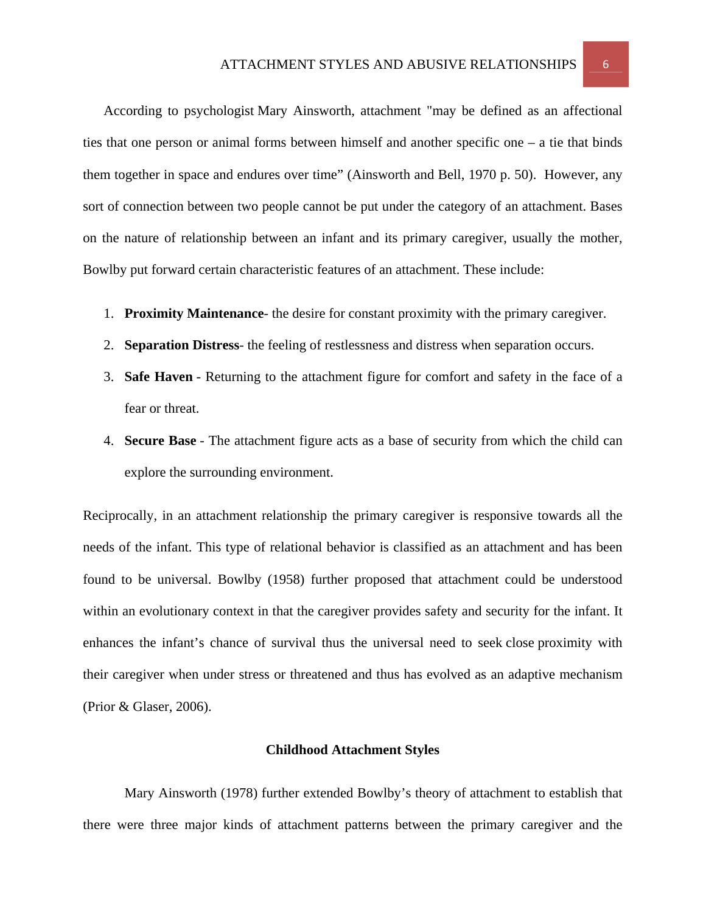According to psychologist Mary Ainsworth, attachment "may be defined as an affectional ties that one person or animal forms between himself and another specific one – a tie that binds them together in space and endures over time" (Ainsworth and Bell, 1970 p. 50). However, any sort of connection between two people cannot be put under the category of an attachment. Bases on the nature of relationship between an infant and its primary caregiver, usually the mother, Bowlby put forward certain characteristic features of an attachment. These include:

1. **Proximity Maintenance**- the desire for constant proximity with the primary caregiver.
2. **Separation Distress**- the feeling of restlessness and distress when separation occurs.
3. **Safe Haven** - Returning to the attachment figure for comfort and safety in the face of a fear or threat.
4. **Secure Base** - The attachment figure acts as a base of security from which the child can explore the surrounding environment.

Reciprocally, in an attachment relationship the primary caregiver is responsive towards all the needs of the infant. This type of relational behavior is classified as an attachment and has been found to be universal. Bowlby (1958) further proposed that attachment could be understood within an evolutionary context in that the caregiver provides safety and security for the infant. It enhances the infant's chance of survival thus the universal need to seek close proximity with their caregiver when under stress or threatened and thus has evolved as an adaptive mechanism (Prior & Glaser, 2006).

## Childhood Attachment Styles

Mary Ainsworth (1978) further extended Bowlby's theory of attachment to establish that there were three major kinds of attachment patterns between the primary caregiver and the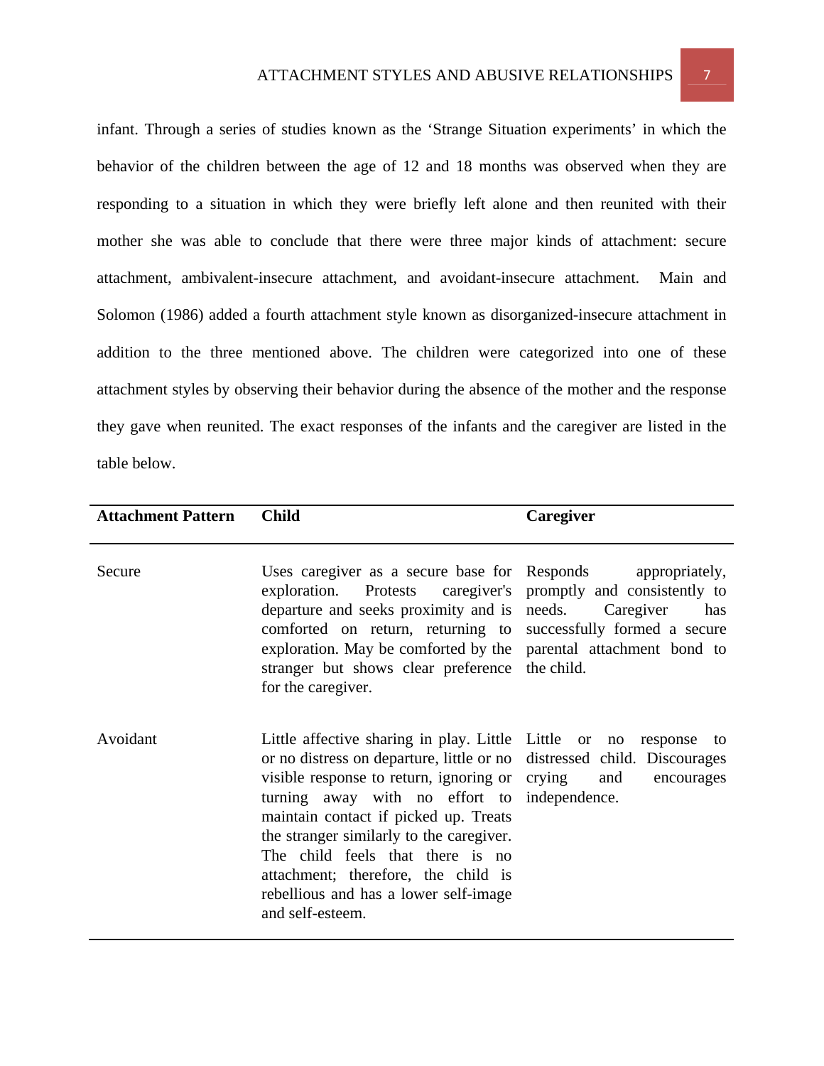infant. Through a series of studies known as the 'Strange Situation experiments' in which the behavior of the children between the age of 12 and 18 months was observed when they are responding to a situation in which they were briefly left alone and then reunited with their mother she was able to conclude that there were three major kinds of attachment: secure attachment, ambivalent-insecure attachment, and avoidant-insecure attachment. Main and Solomon (1986) added a fourth attachment style known as disorganized-insecure attachment in addition to the three mentioned above. The children were categorized into one of these attachment styles by observing their behavior during the absence of the mother and the response they gave when reunited. The exact responses of the infants and the caregiver are listed in the table below.

| Attachment Pattern | Child | Caregiver |
|---|---|---|
| Secure | Uses caregiver as a secure base for exploration. Protests caregiver's departure and seeks proximity and is comforted on return, returning to exploration. May be comforted by the stranger but shows clear preference for the caregiver. | Responds appropriately, promptly and consistently to needs. Caregiver has successfully formed a secure parental attachment bond to the child. |
| Avoidant | Little affective sharing in play. Little or no distress on departure, little or no visible response to return, ignoring or turning away with no effort to maintain contact if picked up. Treats the stranger similarly to the caregiver. The child feels that there is no attachment; therefore, the child is rebellious and has a lower self-image and self-esteem. | Little or no response to distressed child. Discourages crying and encourages independence. |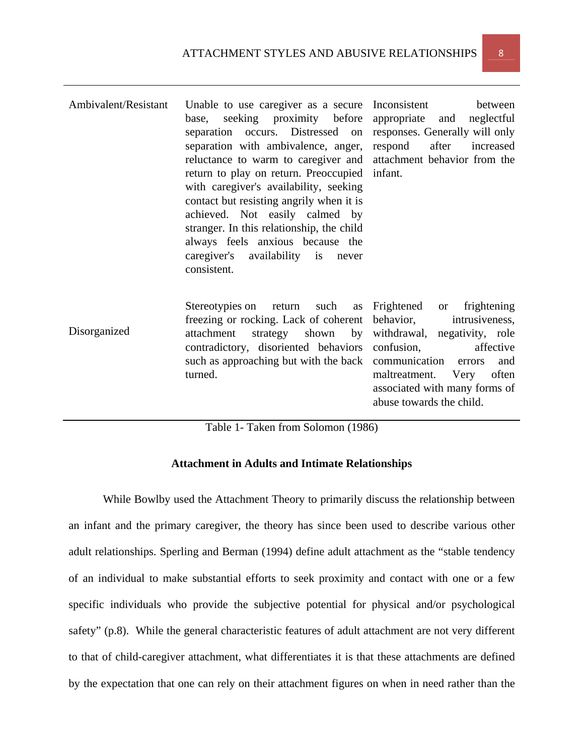| | | |
|---|---|---|
| Ambivalent/Resistant | Unable to use caregiver as a secure base, seeking proximity before separation occurs. Distressed on separation with ambivalence, anger, reluctance to warm to caregiver and return to play on return. Preoccupied with caregiver's availability, seeking contact but resisting angrily when it is achieved. Not easily calmed by stranger. In this relationship, the child always feels anxious because the caregiver's availability is never consistent. | Inconsistent between appropriate and neglectful responses. Generally will only respond after increased attachment behavior from the infant. |
| Disorganized | Stereotypies on return such as freezing or rocking. Lack of coherent attachment strategy shown by contradictory, disoriented behaviors such as approaching but with the back turned. | Frightened or frightening behavior, intrusiveness, withdrawal, negativity, role confusion, affective communication errors and maltreatment. Very often associated with many forms of abuse towards the child. |

Table 1- Taken from Solomon (1986)

### Attachment in Adults and Intimate Relationships

While Bowlby used the Attachment Theory to primarily discuss the relationship between an infant and the primary caregiver, the theory has since been used to describe various other adult relationships. Sperling and Berman (1994) define adult attachment as the "stable tendency of an individual to make substantial efforts to seek proximity and contact with one or a few specific individuals who provide the subjective potential for physical and/or psychological safety" (p.8). While the general characteristic features of adult attachment are not very different to that of child-caregiver attachment, what differentiates it is that these attachments are defined by the expectation that one can rely on their attachment figures on when in need rather than the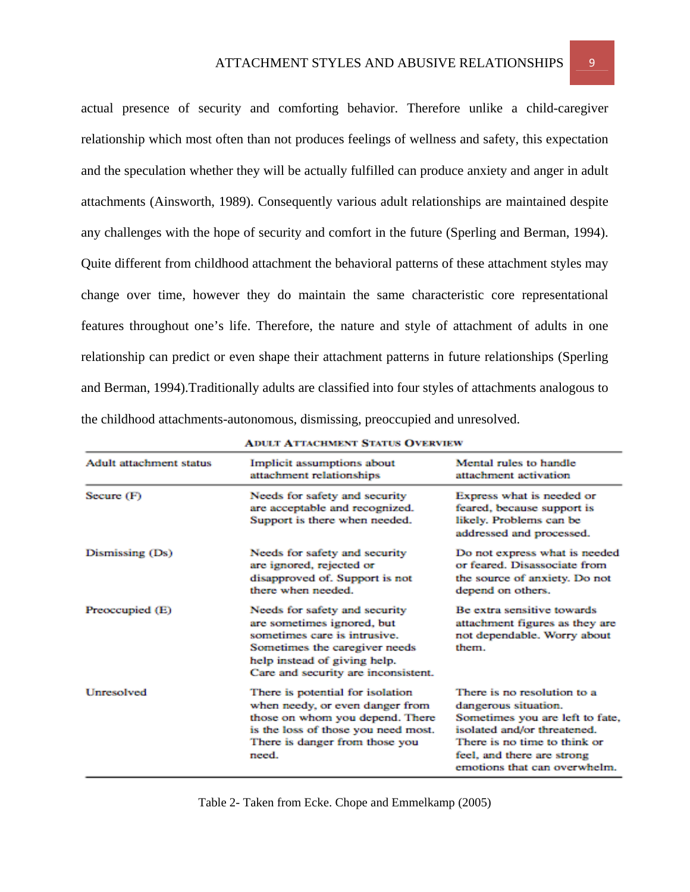actual presence of security and comforting behavior. Therefore unlike a child-caregiver relationship which most often than not produces feelings of wellness and safety, this expectation and the speculation whether they will be actually fulfilled can produce anxiety and anger in adult attachments (Ainsworth, 1989). Consequently various adult relationships are maintained despite any challenges with the hope of security and comfort in the future (Sperling and Berman, 1994). Quite different from childhood attachment the behavioral patterns of these attachment styles may change over time, however they do maintain the same characteristic core representational features throughout one's life. Therefore, the nature and style of attachment of adults in one relationship can predict or even shape their attachment patterns in future relationships (Sperling and Berman, 1994).Traditionally adults are classified into four styles of attachments analogous to the childhood attachments-autonomous, dismissing, preoccupied and unresolved.

**ADULT ATTACHMENT STATUS OVERVIEW**

| Adult attachment status | Implicit assumptions about attachment relationships | Mental rules to handle attachment activation |
|---|---|---|
| Secure (F) | Needs for safety and security are acceptable and recognized. Support is there when needed. | Express what is needed or feared, because support is likely. Problems can be addressed and processed. |
| Dismissing (Ds) | Needs for safety and security are ignored, rejected or disapproved of. Support is not there when needed. | Do not express what is needed or feared. Disassociate from the source of anxiety. Do not depend on others. |
| Preoccupied (E) | Needs for safety and security are sometimes ignored, but sometimes care is intrusive. Sometimes the caregiver needs help instead of giving help. Care and security are inconsistent. | Be extra sensitive towards attachment figures as they are not dependable. Worry about them. |
| Unresolved | There is potential for isolation when needy, or even danger from those on whom you depend. There is the loss of those you need most. There is danger from those you need. | There is no resolution to a dangerous situation. Sometimes you are left to fate, isolated and/or threatened. There is no time to think or feel, and there are strong emotions that can overwhelm. |

Table 2- Taken from Ecke. Chope and Emmelkamp (2005)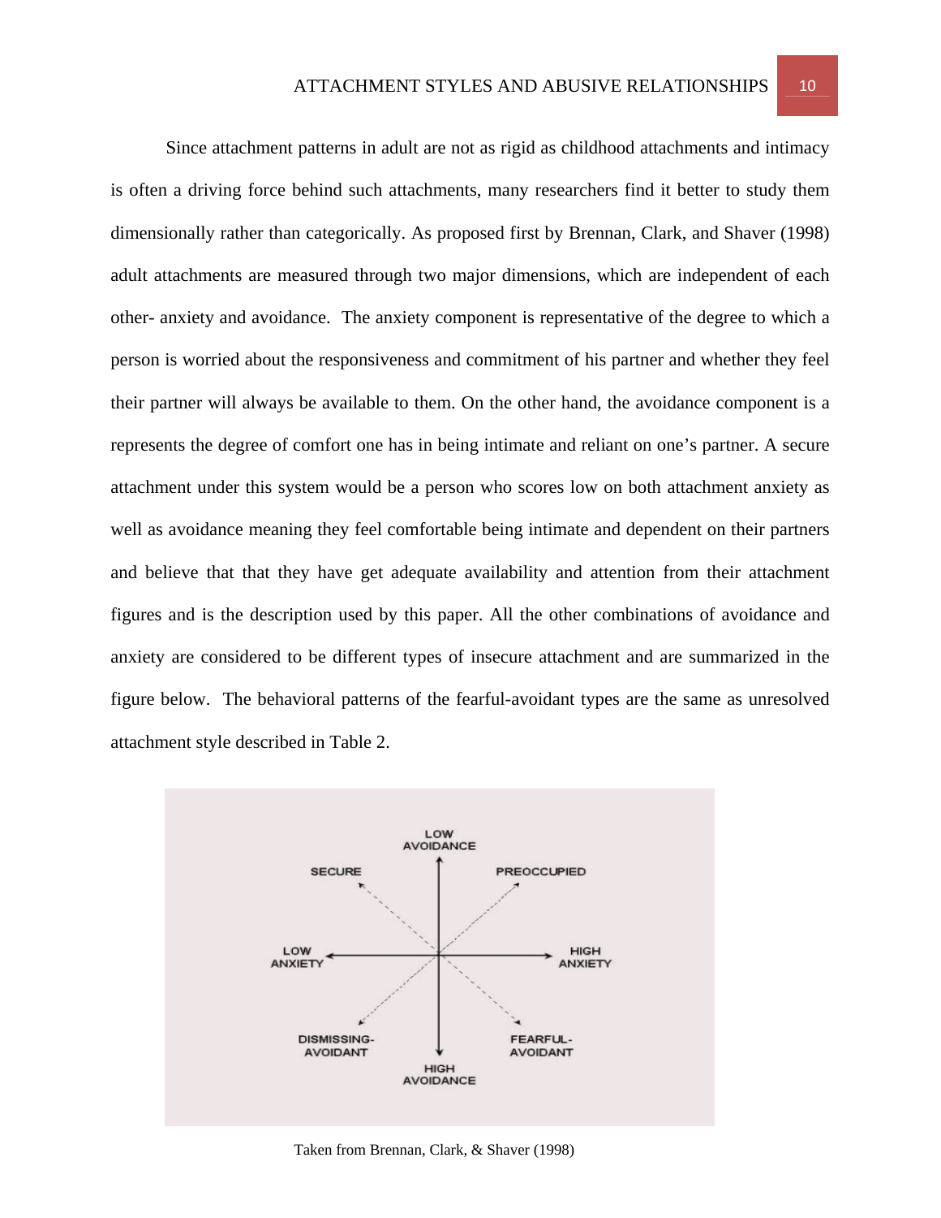Since attachment patterns in adult are not as rigid as childhood attachments and intimacy is often a driving force behind such attachments, many researchers find it better to study them dimensionally rather than categorically. As proposed first by Brennan, Clark, and Shaver (1998) adult attachments are measured through two major dimensions, which are independent of each other- anxiety and avoidance. The anxiety component is representative of the degree to which a person is worried about the responsiveness and commitment of his partner and whether they feel their partner will always be available to them. On the other hand, the avoidance component is a represents the degree of comfort one has in being intimate and reliant on one's partner. A secure attachment under this system would be a person who scores low on both attachment anxiety as well as avoidance meaning they feel comfortable being intimate and dependent on their partners and believe that that they have get adequate availability and attention from their attachment figures and is the description used by this paper. All the other combinations of avoidance and anxiety are considered to be different types of insecure attachment and are summarized in the figure below. The behavioral patterns of the fearful-avoidant types are the same as unresolved attachment style described in Table 2.

Taken from Brennan, Clark, & Shaver (1998)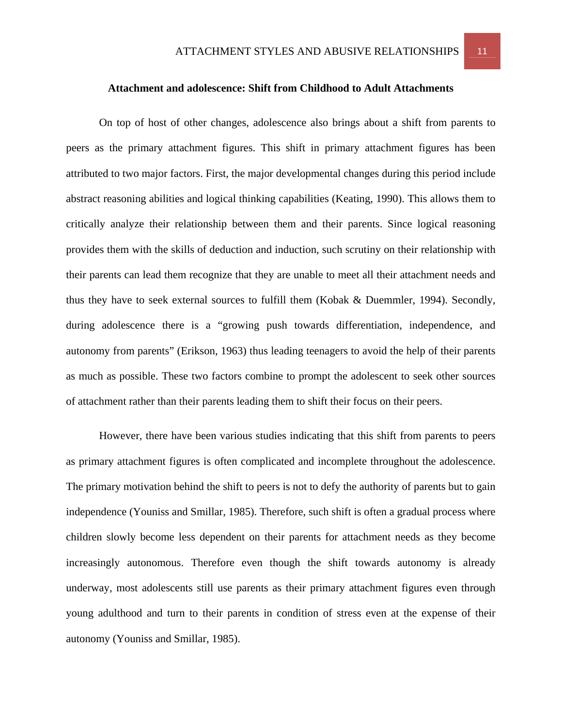## Attachment and adolescence: Shift from Childhood to Adult Attachments

On top of host of other changes, adolescence also brings about a shift from parents to peers as the primary attachment figures. This shift in primary attachment figures has been attributed to two major factors. First, the major developmental changes during this period include abstract reasoning abilities and logical thinking capabilities (Keating, 1990). This allows them to critically analyze their relationship between them and their parents. Since logical reasoning provides them with the skills of deduction and induction, such scrutiny on their relationship with their parents can lead them recognize that they are unable to meet all their attachment needs and thus they have to seek external sources to fulfill them (Kobak & Duemmler, 1994). Secondly, during adolescence there is a "growing push towards differentiation, independence, and autonomy from parents" (Erikson, 1963) thus leading teenagers to avoid the help of their parents as much as possible. These two factors combine to prompt the adolescent to seek other sources of attachment rather than their parents leading them to shift their focus on their peers.

However, there have been various studies indicating that this shift from parents to peers as primary attachment figures is often complicated and incomplete throughout the adolescence. The primary motivation behind the shift to peers is not to defy the authority of parents but to gain independence (Youniss and Smillar, 1985). Therefore, such shift is often a gradual process where children slowly become less dependent on their parents for attachment needs as they become increasingly autonomous. Therefore even though the shift towards autonomy is already underway, most adolescents still use parents as their primary attachment figures even through young adulthood and turn to their parents in condition of stress even at the expense of their autonomy (Youniss and Smillar, 1985).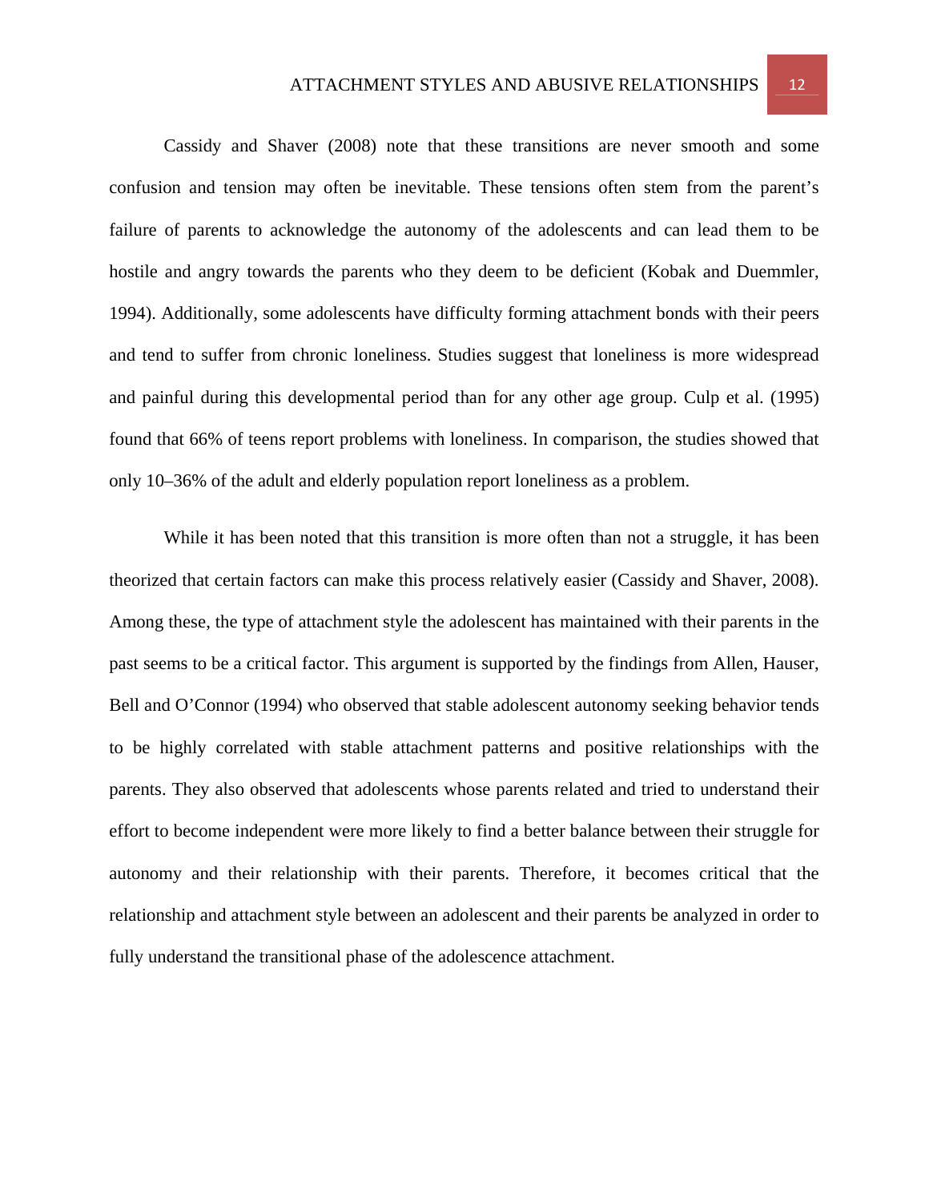Cassidy and Shaver (2008) note that these transitions are never smooth and some confusion and tension may often be inevitable. These tensions often stem from the parent's failure of parents to acknowledge the autonomy of the adolescents and can lead them to be hostile and angry towards the parents who they deem to be deficient (Kobak and Duemmler, 1994). Additionally, some adolescents have difficulty forming attachment bonds with their peers and tend to suffer from chronic loneliness. Studies suggest that loneliness is more widespread and painful during this developmental period than for any other age group. Culp et al. (1995) found that 66% of teens report problems with loneliness. In comparison, the studies showed that only 10–36% of the adult and elderly population report loneliness as a problem.

While it has been noted that this transition is more often than not a struggle, it has been theorized that certain factors can make this process relatively easier (Cassidy and Shaver, 2008). Among these, the type of attachment style the adolescent has maintained with their parents in the past seems to be a critical factor. This argument is supported by the findings from Allen, Hauser, Bell and O'Connor (1994) who observed that stable adolescent autonomy seeking behavior tends to be highly correlated with stable attachment patterns and positive relationships with the parents. They also observed that adolescents whose parents related and tried to understand their effort to become independent were more likely to find a better balance between their struggle for autonomy and their relationship with their parents. Therefore, it becomes critical that the relationship and attachment style between an adolescent and their parents be analyzed in order to fully understand the transitional phase of the adolescence attachment.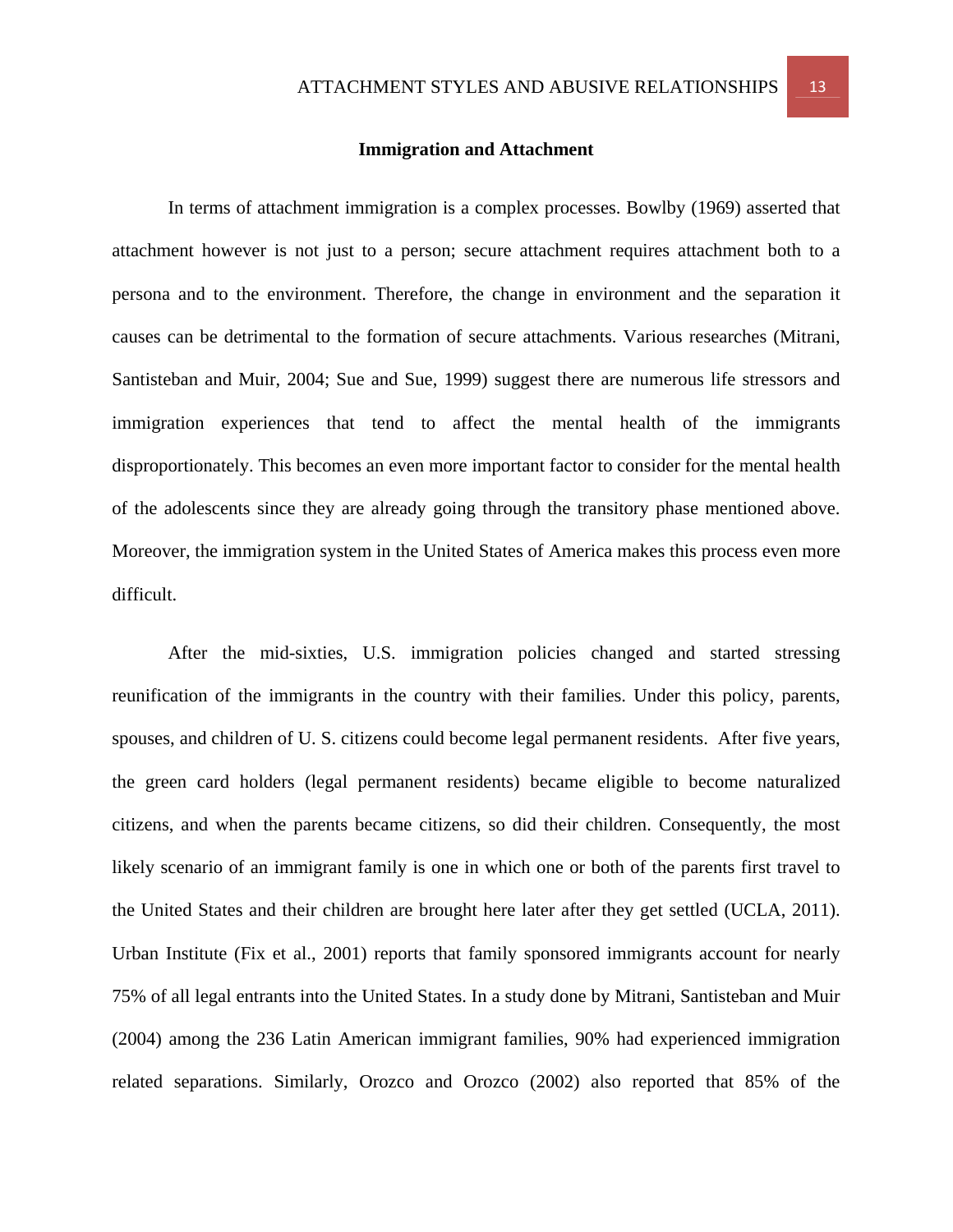## Immigration and Attachment

In terms of attachment immigration is a complex processes. Bowlby (1969) asserted that attachment however is not just to a person; secure attachment requires attachment both to a persona and to the environment. Therefore, the change in environment and the separation it causes can be detrimental to the formation of secure attachments. Various researches (Mitrani, Santisteban and Muir, 2004; Sue and Sue, 1999) suggest there are numerous life stressors and immigration experiences that tend to affect the mental health of the immigrants disproportionately. This becomes an even more important factor to consider for the mental health of the adolescents since they are already going through the transitory phase mentioned above. Moreover, the immigration system in the United States of America makes this process even more difficult.

After the mid-sixties, U.S. immigration policies changed and started stressing reunification of the immigrants in the country with their families. Under this policy, parents, spouses, and children of U. S. citizens could become legal permanent residents. After five years, the green card holders (legal permanent residents) became eligible to become naturalized citizens, and when the parents became citizens, so did their children. Consequently, the most likely scenario of an immigrant family is one in which one or both of the parents first travel to the United States and their children are brought here later after they get settled (UCLA, 2011). Urban Institute (Fix et al., 2001) reports that family sponsored immigrants account for nearly 75% of all legal entrants into the United States. In a study done by Mitrani, Santisteban and Muir (2004) among the 236 Latin American immigrant families, 90% had experienced immigration related separations. Similarly, Orozco and Orozco (2002) also reported that 85% of the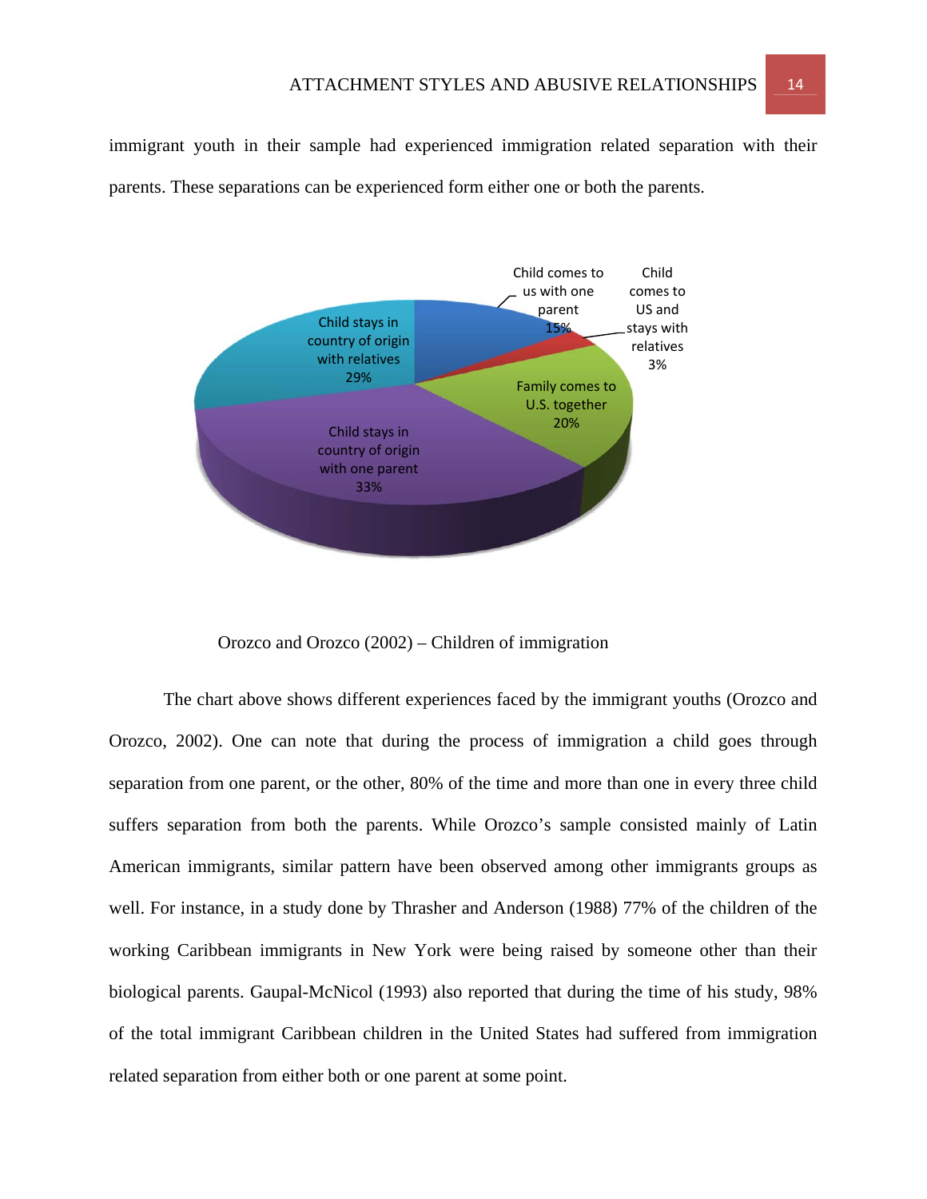immigrant youth in their sample had experienced immigration related separation with their parents. These separations can be experienced form either one or both the parents.

Child comes to us with one parent 15%

Child comes to US and stays with relatives 3%

Family comes to U.S. together 20%

Child stays in country of origin with one parent 33%

Child stays in country of origin with relatives 29%

Orozco and Orozco (2002) – Children of immigration

The chart above shows different experiences faced by the immigrant youths (Orozco and Orozco, 2002). One can note that during the process of immigration a child goes through separation from one parent, or the other, 80% of the time and more than one in every three child suffers separation from both the parents. While Orozco's sample consisted mainly of Latin American immigrants, similar pattern have been observed among other immigrants groups as well. For instance, in a study done by Thrasher and Anderson (1988) 77% of the children of the working Caribbean immigrants in New York were being raised by someone other than their biological parents. Gaupal-McNicol (1993) also reported that during the time of his study, 98% of the total immigrant Caribbean children in the United States had suffered from immigration related separation from either both or one parent at some point.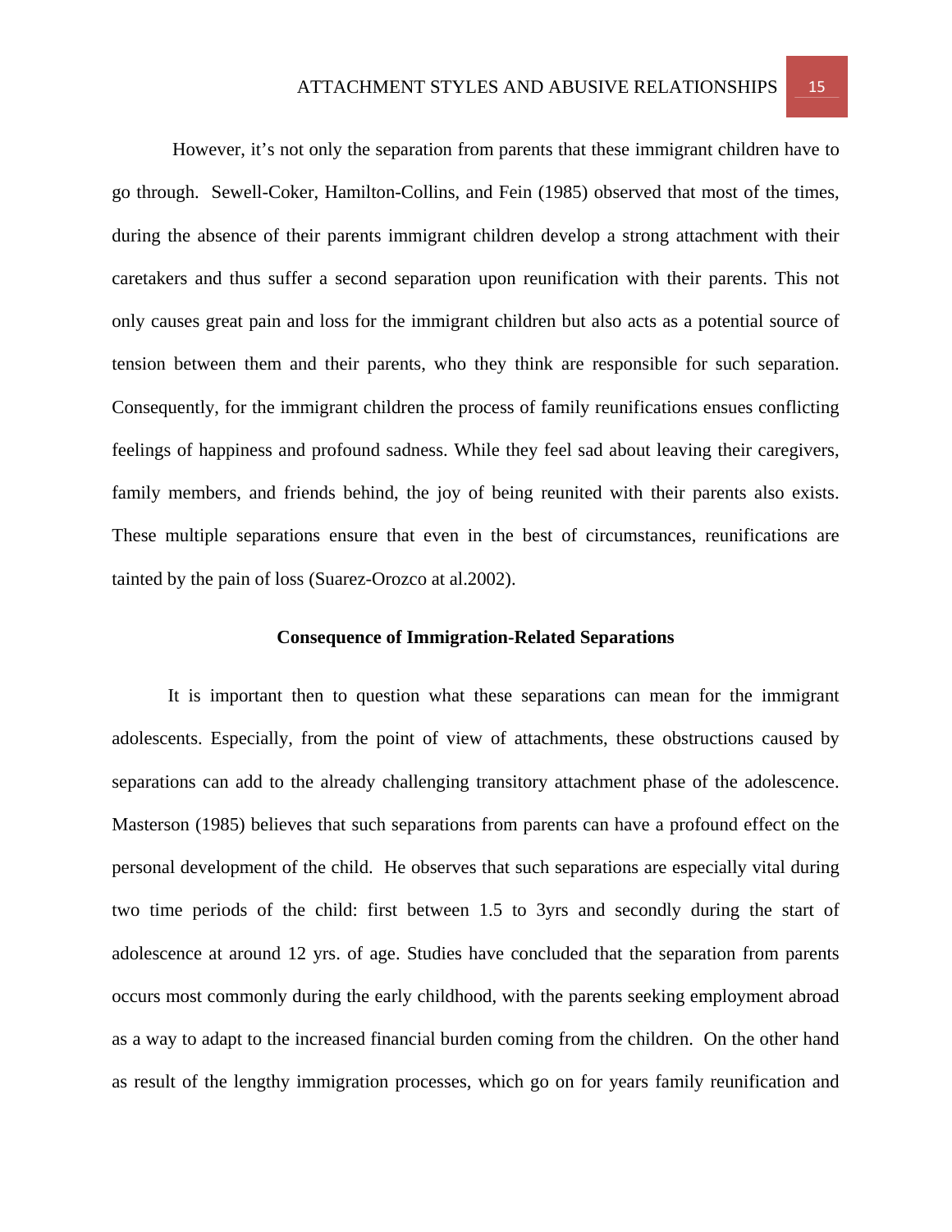However, it's not only the separation from parents that these immigrant children have to go through. Sewell-Coker, Hamilton-Collins, and Fein (1985) observed that most of the times, during the absence of their parents immigrant children develop a strong attachment with their caretakers and thus suffer a second separation upon reunification with their parents. This not only causes great pain and loss for the immigrant children but also acts as a potential source of tension between them and their parents, who they think are responsible for such separation. Consequently, for the immigrant children the process of family reunifications ensues conflicting feelings of happiness and profound sadness. While they feel sad about leaving their caregivers, family members, and friends behind, the joy of being reunited with their parents also exists. These multiple separations ensure that even in the best of circumstances, reunifications are tainted by the pain of loss (Suarez-Orozco at al.2002).

## Consequence of Immigration-Related Separations

It is important then to question what these separations can mean for the immigrant adolescents. Especially, from the point of view of attachments, these obstructions caused by separations can add to the already challenging transitory attachment phase of the adolescence. Masterson (1985) believes that such separations from parents can have a profound effect on the personal development of the child. He observes that such separations are especially vital during two time periods of the child: first between 1.5 to 3yrs and secondly during the start of adolescence at around 12 yrs. of age. Studies have concluded that the separation from parents occurs most commonly during the early childhood, with the parents seeking employment abroad as a way to adapt to the increased financial burden coming from the children. On the other hand as result of the lengthy immigration processes, which go on for years family reunification and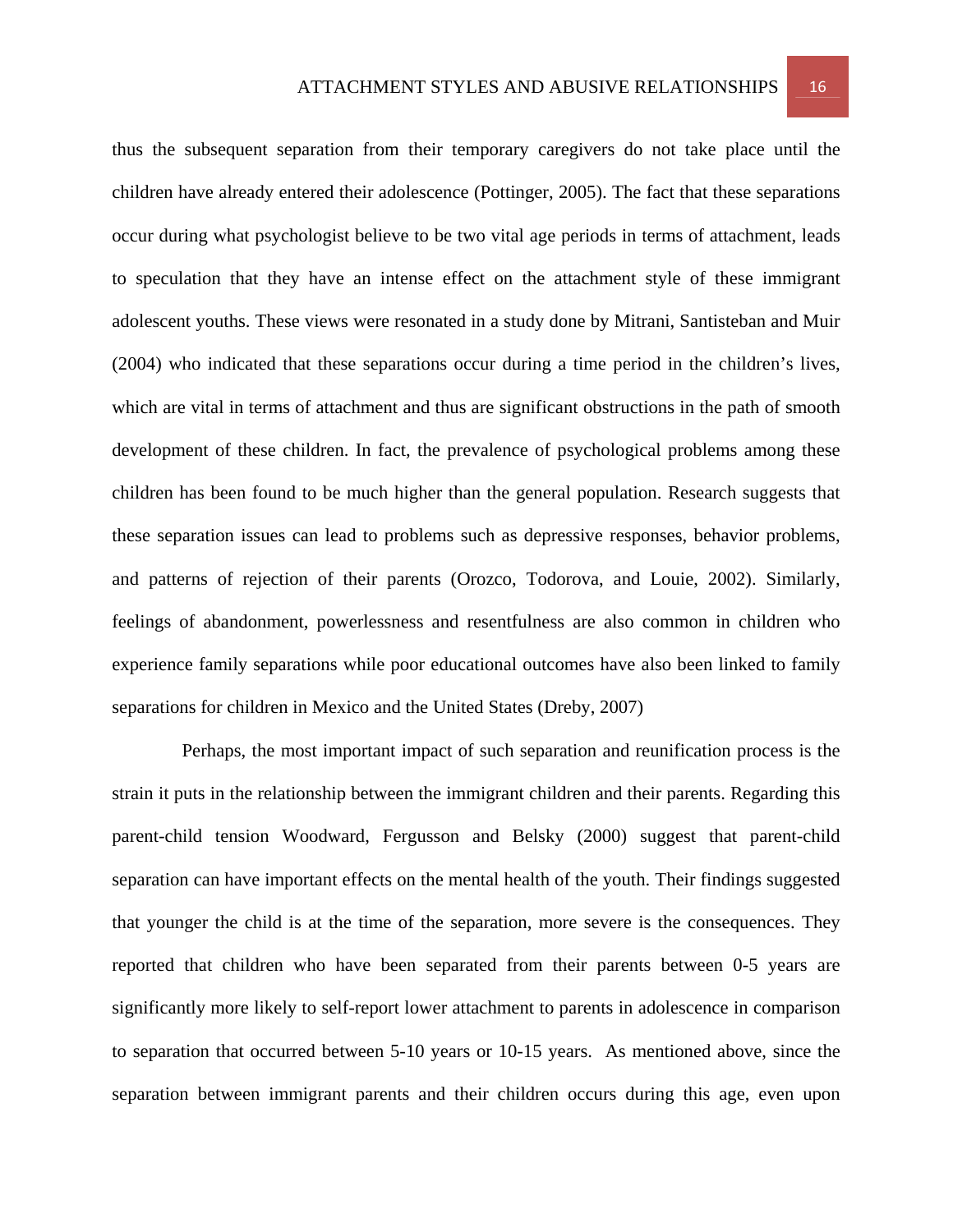thus the subsequent separation from their temporary caregivers do not take place until the children have already entered their adolescence (Pottinger, 2005). The fact that these separations occur during what psychologist believe to be two vital age periods in terms of attachment, leads to speculation that they have an intense effect on the attachment style of these immigrant adolescent youths. These views were resonated in a study done by Mitrani, Santisteban and Muir (2004) who indicated that these separations occur during a time period in the children's lives, which are vital in terms of attachment and thus are significant obstructions in the path of smooth development of these children. In fact, the prevalence of psychological problems among these children has been found to be much higher than the general population. Research suggests that these separation issues can lead to problems such as depressive responses, behavior problems, and patterns of rejection of their parents (Orozco, Todorova, and Louie, 2002). Similarly, feelings of abandonment, powerlessness and resentfulness are also common in children who experience family separations while poor educational outcomes have also been linked to family separations for children in Mexico and the United States (Dreby, 2007)

Perhaps, the most important impact of such separation and reunification process is the strain it puts in the relationship between the immigrant children and their parents. Regarding this parent-child tension Woodward, Fergusson and Belsky (2000) suggest that parent-child separation can have important effects on the mental health of the youth. Their findings suggested that younger the child is at the time of the separation, more severe is the consequences. They reported that children who have been separated from their parents between 0-5 years are significantly more likely to self-report lower attachment to parents in adolescence in comparison to separation that occurred between 5-10 years or 10-15 years. As mentioned above, since the separation between immigrant parents and their children occurs during this age, even upon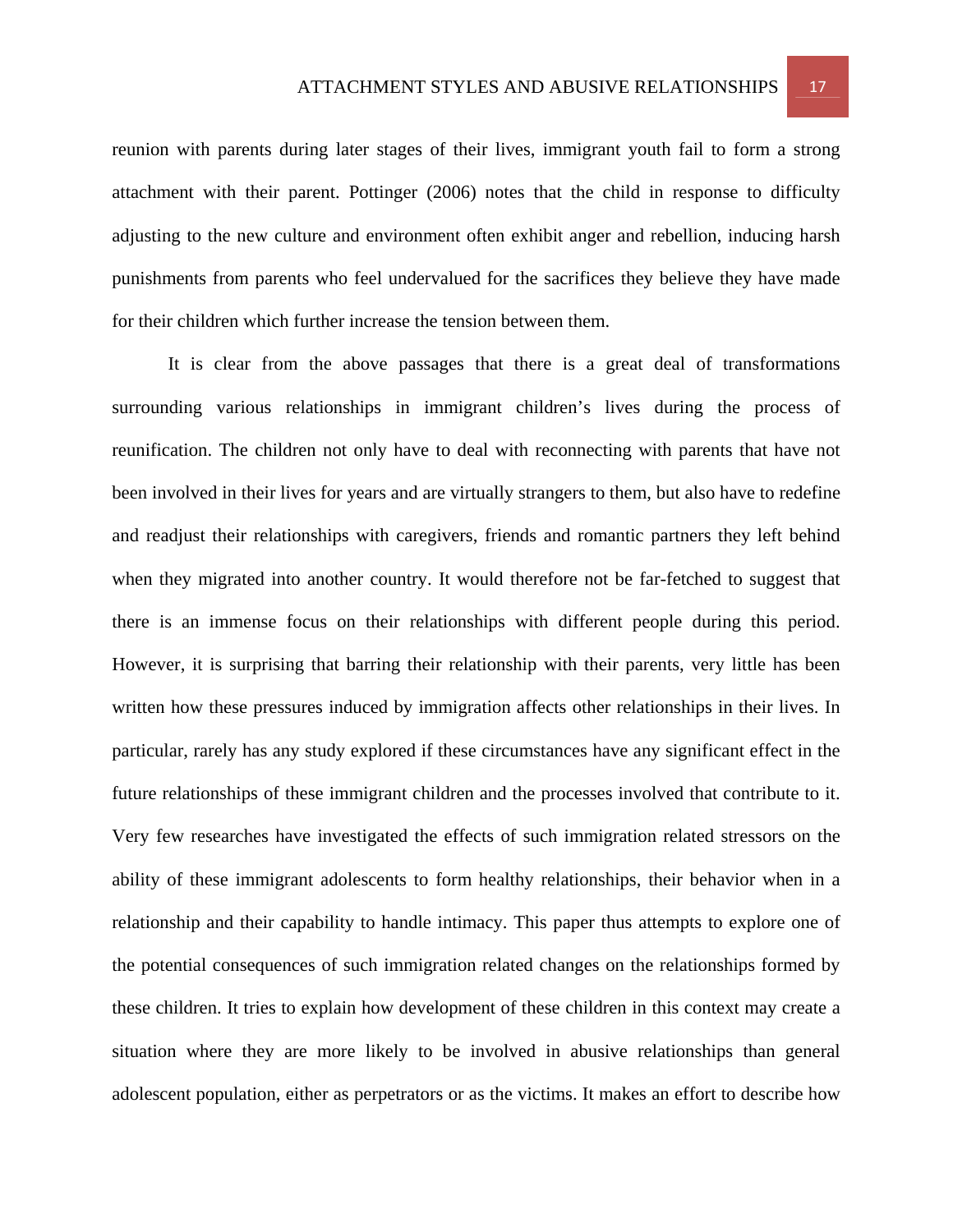reunion with parents during later stages of their lives, immigrant youth fail to form a strong attachment with their parent. Pottinger (2006) notes that the child in response to difficulty adjusting to the new culture and environment often exhibit anger and rebellion, inducing harsh punishments from parents who feel undervalued for the sacrifices they believe they have made for their children which further increase the tension between them.

It is clear from the above passages that there is a great deal of transformations surrounding various relationships in immigrant children's lives during the process of reunification. The children not only have to deal with reconnecting with parents that have not been involved in their lives for years and are virtually strangers to them, but also have to redefine and readjust their relationships with caregivers, friends and romantic partners they left behind when they migrated into another country. It would therefore not be far-fetched to suggest that there is an immense focus on their relationships with different people during this period. However, it is surprising that barring their relationship with their parents, very little has been written how these pressures induced by immigration affects other relationships in their lives. In particular, rarely has any study explored if these circumstances have any significant effect in the future relationships of these immigrant children and the processes involved that contribute to it. Very few researches have investigated the effects of such immigration related stressors on the ability of these immigrant adolescents to form healthy relationships, their behavior when in a relationship and their capability to handle intimacy. This paper thus attempts to explore one of the potential consequences of such immigration related changes on the relationships formed by these children. It tries to explain how development of these children in this context may create a situation where they are more likely to be involved in abusive relationships than general adolescent population, either as perpetrators or as the victims. It makes an effort to describe how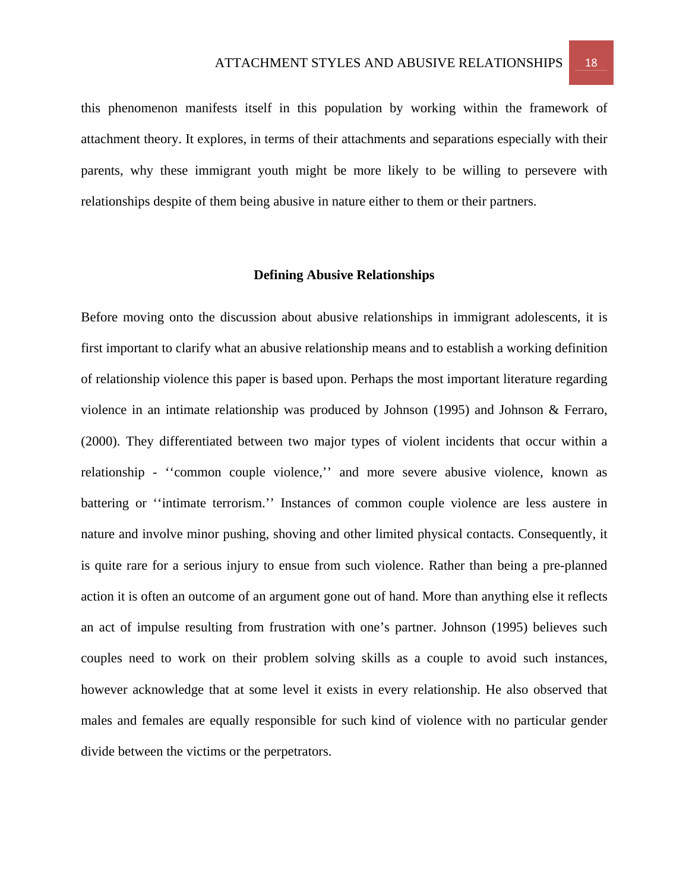this phenomenon manifests itself in this population by working within the framework of attachment theory. It explores, in terms of their attachments and separations especially with their parents, why these immigrant youth might be more likely to be willing to persevere with relationships despite of them being abusive in nature either to them or their partners.

## Defining Abusive Relationships

Before moving onto the discussion about abusive relationships in immigrant adolescents, it is first important to clarify what an abusive relationship means and to establish a working definition of relationship violence this paper is based upon. Perhaps the most important literature regarding violence in an intimate relationship was produced by Johnson (1995) and Johnson & Ferraro, (2000). They differentiated between two major types of violent incidents that occur within a relationship - ‘‘common couple violence,’’ and more severe abusive violence, known as battering or ‘‘intimate terrorism.’’ Instances of common couple violence are less austere in nature and involve minor pushing, shoving and other limited physical contacts. Consequently, it is quite rare for a serious injury to ensue from such violence. Rather than being a pre-planned action it is often an outcome of an argument gone out of hand. More than anything else it reflects an act of impulse resulting from frustration with one’s partner. Johnson (1995) believes such couples need to work on their problem solving skills as a couple to avoid such instances, however acknowledge that at some level it exists in every relationship. He also observed that males and females are equally responsible for such kind of violence with no particular gender divide between the victims or the perpetrators.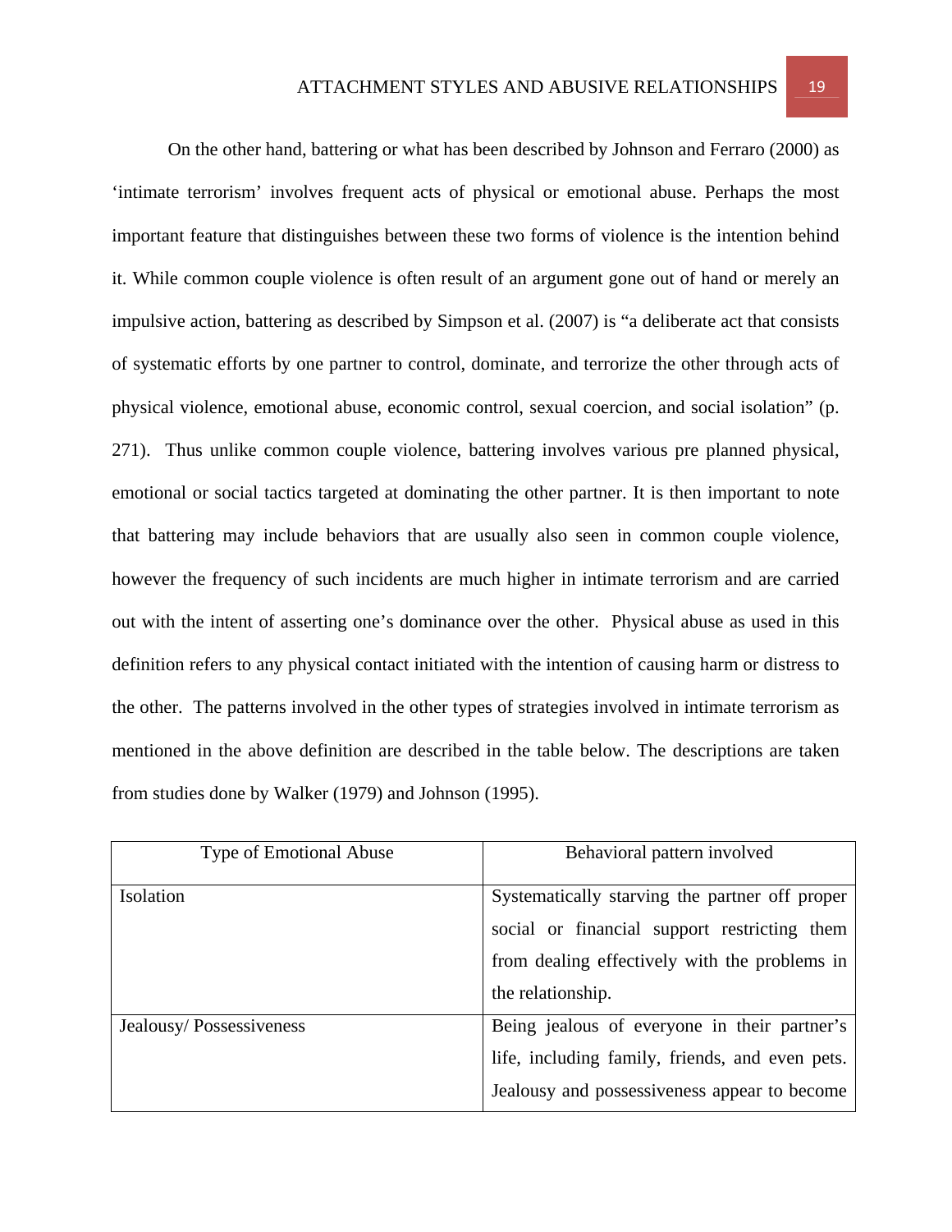On the other hand, battering or what has been described by Johnson and Ferraro (2000) as 'intimate terrorism' involves frequent acts of physical or emotional abuse. Perhaps the most important feature that distinguishes between these two forms of violence is the intention behind it. While common couple violence is often result of an argument gone out of hand or merely an impulsive action, battering as described by Simpson et al. (2007) is "a deliberate act that consists of systematic efforts by one partner to control, dominate, and terrorize the other through acts of physical violence, emotional abuse, economic control, sexual coercion, and social isolation" (p. 271). Thus unlike common couple violence, battering involves various pre planned physical, emotional or social tactics targeted at dominating the other partner. It is then important to note that battering may include behaviors that are usually also seen in common couple violence, however the frequency of such incidents are much higher in intimate terrorism and are carried out with the intent of asserting one's dominance over the other. Physical abuse as used in this definition refers to any physical contact initiated with the intention of causing harm or distress to the other. The patterns involved in the other types of strategies involved in intimate terrorism as mentioned in the above definition are described in the table below. The descriptions are taken from studies done by Walker (1979) and Johnson (1995).

| Type of Emotional Abuse | Behavioral pattern involved |
|---|---|
| Isolation | Systematically starving the partner off proper social or financial support restricting them from dealing effectively with the problems in the relationship. |
| Jealousy/ Possessiveness | Being jealous of everyone in their partner's life, including family, friends, and even pets. Jealousy and possessiveness appear to become |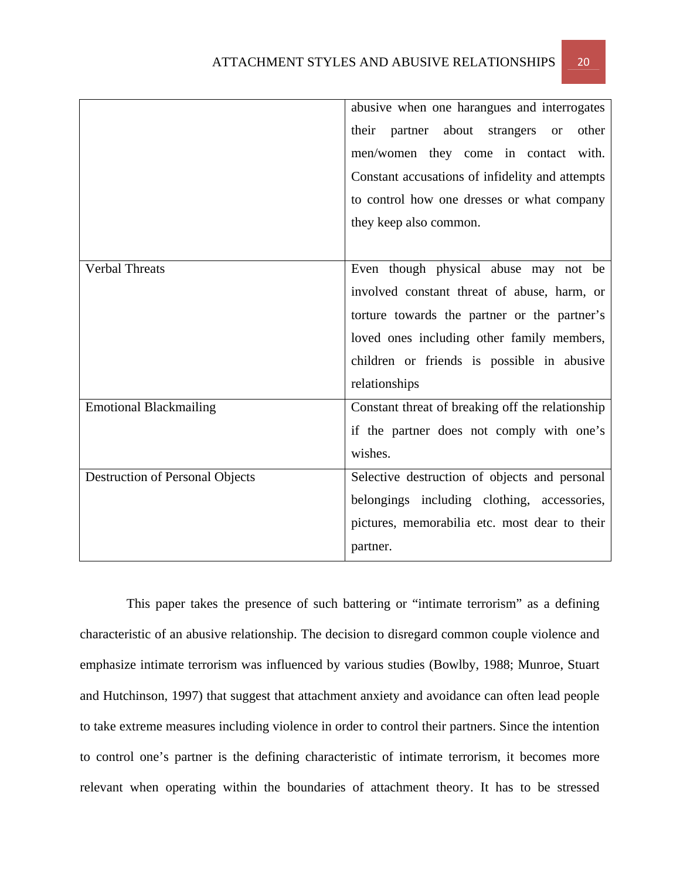| | |
|---|---|
| | abusive when one harangues and interrogates their partner about strangers or other men/women they come in contact with. Constant accusations of infidelity and attempts to control how one dresses or what company they keep also common. |
| Verbal Threats | Even though physical abuse may not be involved constant threat of abuse, harm, or torture towards the partner or the partner's loved ones including other family members, children or friends is possible in abusive relationships |
| Emotional Blackmailing | Constant threat of breaking off the relationship if the partner does not comply with one's wishes. |
| Destruction of Personal Objects | Selective destruction of objects and personal belongings including clothing, accessories, pictures, memorabilia etc. most dear to their partner. |

This paper takes the presence of such battering or "intimate terrorism" as a defining characteristic of an abusive relationship. The decision to disregard common couple violence and emphasize intimate terrorism was influenced by various studies (Bowlby, 1988; Munroe, Stuart and Hutchinson, 1997) that suggest that attachment anxiety and avoidance can often lead people to take extreme measures including violence in order to control their partners. Since the intention to control one's partner is the defining characteristic of intimate terrorism, it becomes more relevant when operating within the boundaries of attachment theory. It has to be stressed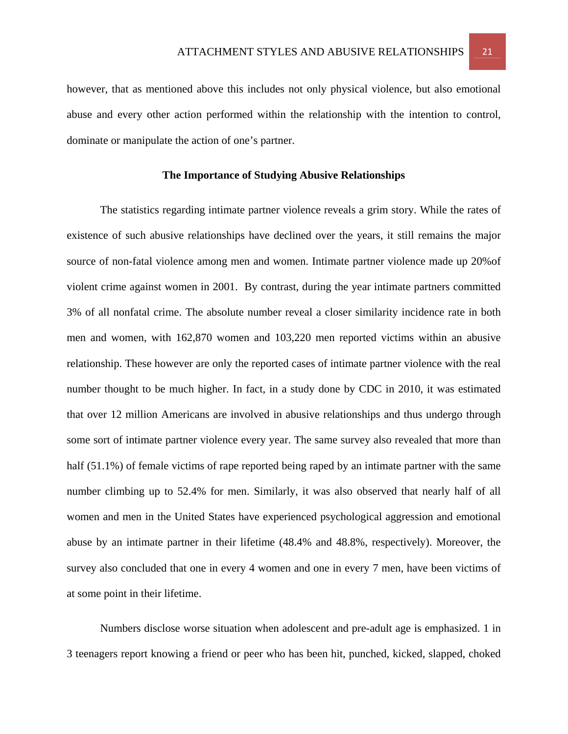however, that as mentioned above this includes not only physical violence, but also emotional abuse and every other action performed within the relationship with the intention to control, dominate or manipulate the action of one's partner.

## The Importance of Studying Abusive Relationships

The statistics regarding intimate partner violence reveals a grim story. While the rates of existence of such abusive relationships have declined over the years, it still remains the major source of non-fatal violence among men and women. Intimate partner violence made up 20%of violent crime against women in 2001. By contrast, during the year intimate partners committed 3% of all nonfatal crime. The absolute number reveal a closer similarity incidence rate in both men and women, with 162,870 women and 103,220 men reported victims within an abusive relationship. These however are only the reported cases of intimate partner violence with the real number thought to be much higher. In fact, in a study done by CDC in 2010, it was estimated that over 12 million Americans are involved in abusive relationships and thus undergo through some sort of intimate partner violence every year. The same survey also revealed that more than half (51.1%) of female victims of rape reported being raped by an intimate partner with the same number climbing up to 52.4% for men. Similarly, it was also observed that nearly half of all women and men in the United States have experienced psychological aggression and emotional abuse by an intimate partner in their lifetime (48.4% and 48.8%, respectively). Moreover, the survey also concluded that one in every 4 women and one in every 7 men, have been victims of at some point in their lifetime.

Numbers disclose worse situation when adolescent and pre-adult age is emphasized. 1 in 3 teenagers report knowing a friend or peer who has been hit, punched, kicked, slapped, choked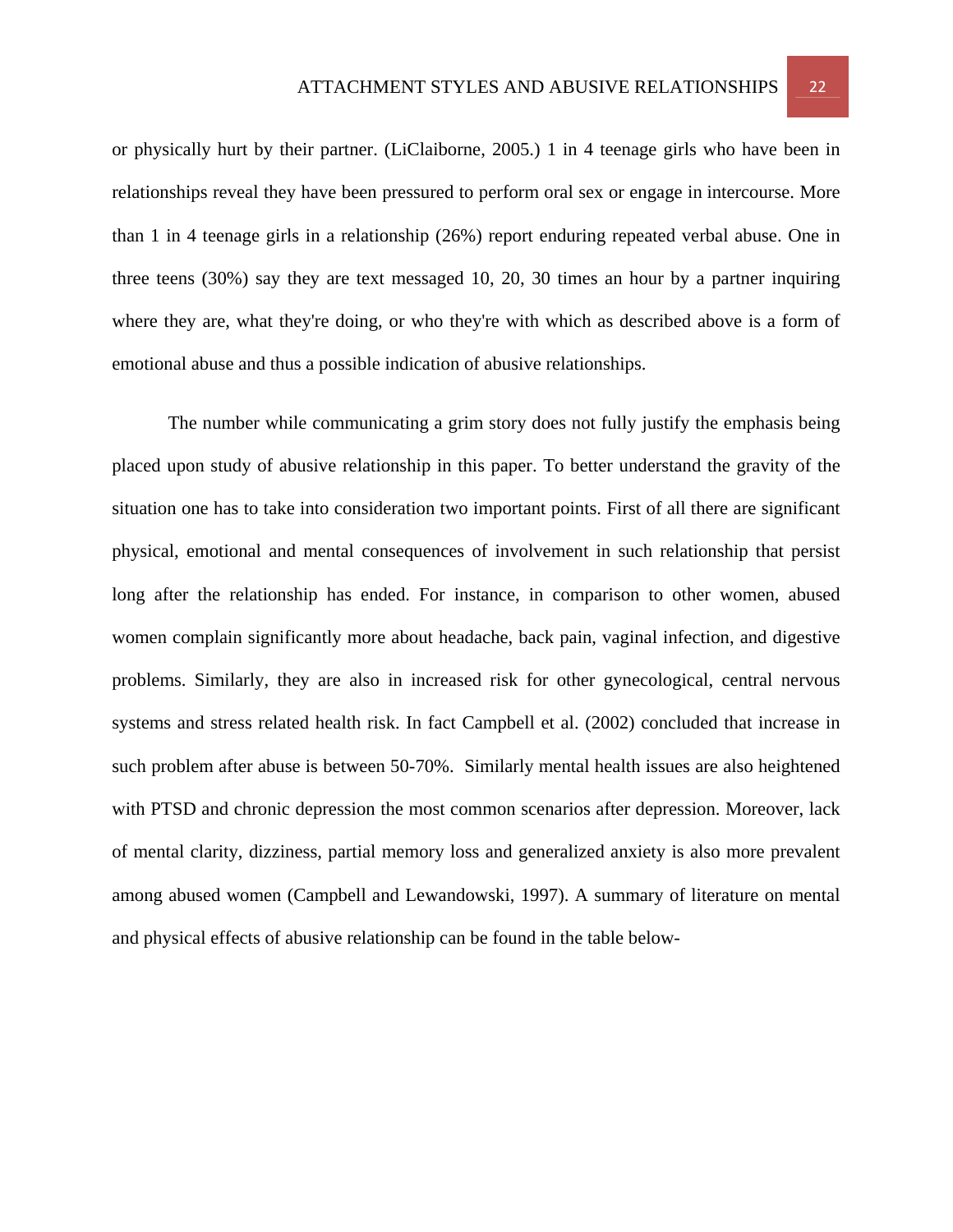or physically hurt by their partner. (LiClaiborne, 2005.) 1 in 4 teenage girls who have been in relationships reveal they have been pressured to perform oral sex or engage in intercourse. More than 1 in 4 teenage girls in a relationship (26%) report enduring repeated verbal abuse. One in three teens (30%) say they are text messaged 10, 20, 30 times an hour by a partner inquiring where they are, what they're doing, or who they're with which as described above is a form of emotional abuse and thus a possible indication of abusive relationships.

The number while communicating a grim story does not fully justify the emphasis being placed upon study of abusive relationship in this paper. To better understand the gravity of the situation one has to take into consideration two important points. First of all there are significant physical, emotional and mental consequences of involvement in such relationship that persist long after the relationship has ended. For instance, in comparison to other women, abused women complain significantly more about headache, back pain, vaginal infection, and digestive problems. Similarly, they are also in increased risk for other gynecological, central nervous systems and stress related health risk. In fact Campbell et al. (2002) concluded that increase in such problem after abuse is between 50-70%. Similarly mental health issues are also heightened with PTSD and chronic depression the most common scenarios after depression. Moreover, lack of mental clarity, dizziness, partial memory loss and generalized anxiety is also more prevalent among abused women (Campbell and Lewandowski, 1997). A summary of literature on mental and physical effects of abusive relationship can be found in the table below-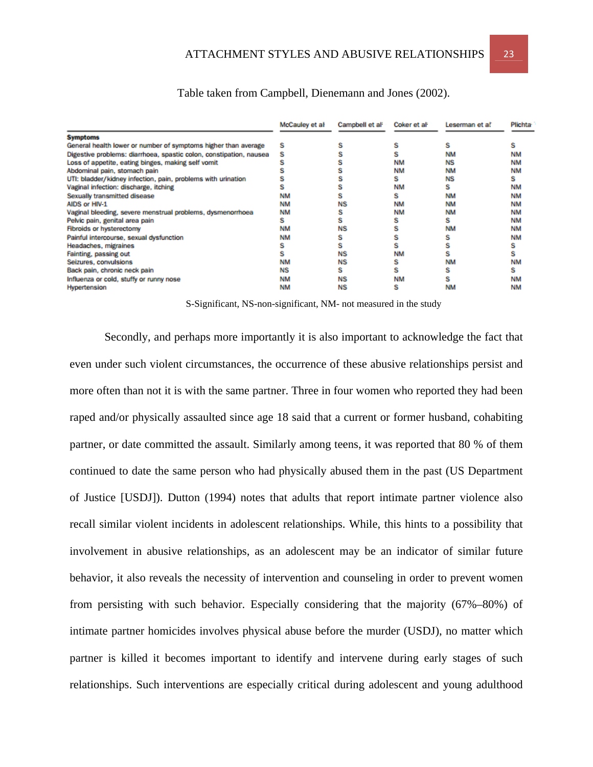Table taken from Campbell, Dienemann and Jones (2002).

| Symptoms | McCauley et al | Campbell et al | Coker et al | Leserman et al | Plichta |
|---|---|---|---|---|---|
| General health lower or number of symptoms higher than average | S | S | S | S | S |
| Digestive problems: diarrhoea, spastic colon, constipation, nausea | S | S | S | NM | NM |
| Loss of appetite, eating binges, making self vomit | S | S | NM | NS | NM |
| Abdominal pain, stomach pain | S | S | NM | NM | NM |
| UTI: bladder/kidney infection, pain, problems with urination | S | S | S | NS | S |
| Vaginal infection: discharge, itching | S | S | NM | S | NM |
| Sexually transmitted disease | NM | S | S | NM | NM |
| AIDS or HIV-1 | NM | NS | NM | NM | NM |
| Vaginal bleeding, severe menstrual problems, dysmenorrhoea | NM | S | NM | NM | NM |
| Pelvic pain, genital area pain | S | S | S | S | NM |
| Fibroids or hysterectomy | NM | NS | S | NM | NM |
| Painful intercourse, sexual dysfunction | NM | S | S | S | NM |
| Headaches, migraines | S | S | S | S | S |
| Fainting, passing out | S | NS | NM | S | S |
| Seizures, convulsions | NM | NS | S | NM | NM |
| Back pain, chronic neck pain | NS | S | S | S | S |
| Influenza or cold, stuffy or runny nose | NM | NS | NM | S | NM |
| Hypertension | NM | NS | S | NM | NM |

S-Significant, NS-non-significant, NM- not measured in the study

Secondly, and perhaps more importantly it is also important to acknowledge the fact that even under such violent circumstances, the occurrence of these abusive relationships persist and more often than not it is with the same partner. Three in four women who reported they had been raped and/or physically assaulted since age 18 said that a current or former husband, cohabiting partner, or date committed the assault. Similarly among teens, it was reported that 80 % of them continued to date the same person who had physically abused them in the past (US Department of Justice [USDJ]). Dutton (1994) notes that adults that report intimate partner violence also recall similar violent incidents in adolescent relationships. While, this hints to a possibility that involvement in abusive relationships, as an adolescent may be an indicator of similar future behavior, it also reveals the necessity of intervention and counseling in order to prevent women from persisting with such behavior. Especially considering that the majority (67%–80%) of intimate partner homicides involves physical abuse before the murder (USDJ), no matter which partner is killed it becomes important to identify and intervene during early stages of such relationships. Such interventions are especially critical during adolescent and young adulthood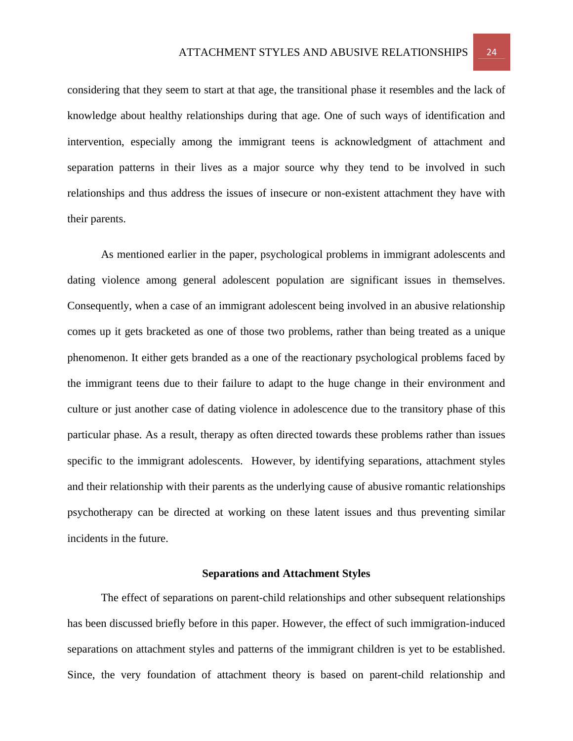considering that they seem to start at that age, the transitional phase it resembles and the lack of knowledge about healthy relationships during that age. One of such ways of identification and intervention, especially among the immigrant teens is acknowledgment of attachment and separation patterns in their lives as a major source why they tend to be involved in such relationships and thus address the issues of insecure or non-existent attachment they have with their parents.

As mentioned earlier in the paper, psychological problems in immigrant adolescents and dating violence among general adolescent population are significant issues in themselves. Consequently, when a case of an immigrant adolescent being involved in an abusive relationship comes up it gets bracketed as one of those two problems, rather than being treated as a unique phenomenon. It either gets branded as a one of the reactionary psychological problems faced by the immigrant teens due to their failure to adapt to the huge change in their environment and culture or just another case of dating violence in adolescence due to the transitory phase of this particular phase. As a result, therapy as often directed towards these problems rather than issues specific to the immigrant adolescents. However, by identifying separations, attachment styles and their relationship with their parents as the underlying cause of abusive romantic relationships psychotherapy can be directed at working on these latent issues and thus preventing similar incidents in the future.

## Separations and Attachment Styles

The effect of separations on parent-child relationships and other subsequent relationships has been discussed briefly before in this paper. However, the effect of such immigration-induced separations on attachment styles and patterns of the immigrant children is yet to be established. Since, the very foundation of attachment theory is based on parent-child relationship and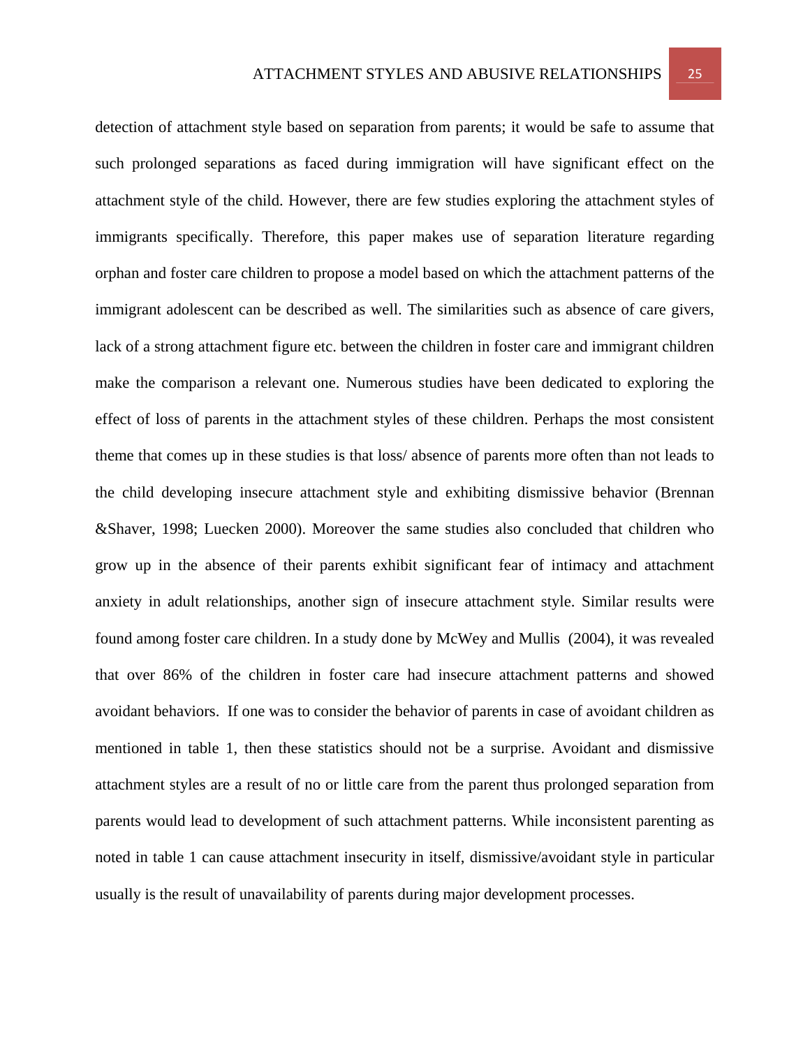detection of attachment style based on separation from parents; it would be safe to assume that such prolonged separations as faced during immigration will have significant effect on the attachment style of the child. However, there are few studies exploring the attachment styles of immigrants specifically. Therefore, this paper makes use of separation literature regarding orphan and foster care children to propose a model based on which the attachment patterns of the immigrant adolescent can be described as well. The similarities such as absence of care givers, lack of a strong attachment figure etc. between the children in foster care and immigrant children make the comparison a relevant one. Numerous studies have been dedicated to exploring the effect of loss of parents in the attachment styles of these children. Perhaps the most consistent theme that comes up in these studies is that loss/ absence of parents more often than not leads to the child developing insecure attachment style and exhibiting dismissive behavior (Brennan &Shaver, 1998; Luecken 2000). Moreover the same studies also concluded that children who grow up in the absence of their parents exhibit significant fear of intimacy and attachment anxiety in adult relationships, another sign of insecure attachment style. Similar results were found among foster care children. In a study done by McWey and Mullis (2004), it was revealed that over 86% of the children in foster care had insecure attachment patterns and showed avoidant behaviors. If one was to consider the behavior of parents in case of avoidant children as mentioned in table 1, then these statistics should not be a surprise. Avoidant and dismissive attachment styles are a result of no or little care from the parent thus prolonged separation from parents would lead to development of such attachment patterns. While inconsistent parenting as noted in table 1 can cause attachment insecurity in itself, dismissive/avoidant style in particular usually is the result of unavailability of parents during major development processes.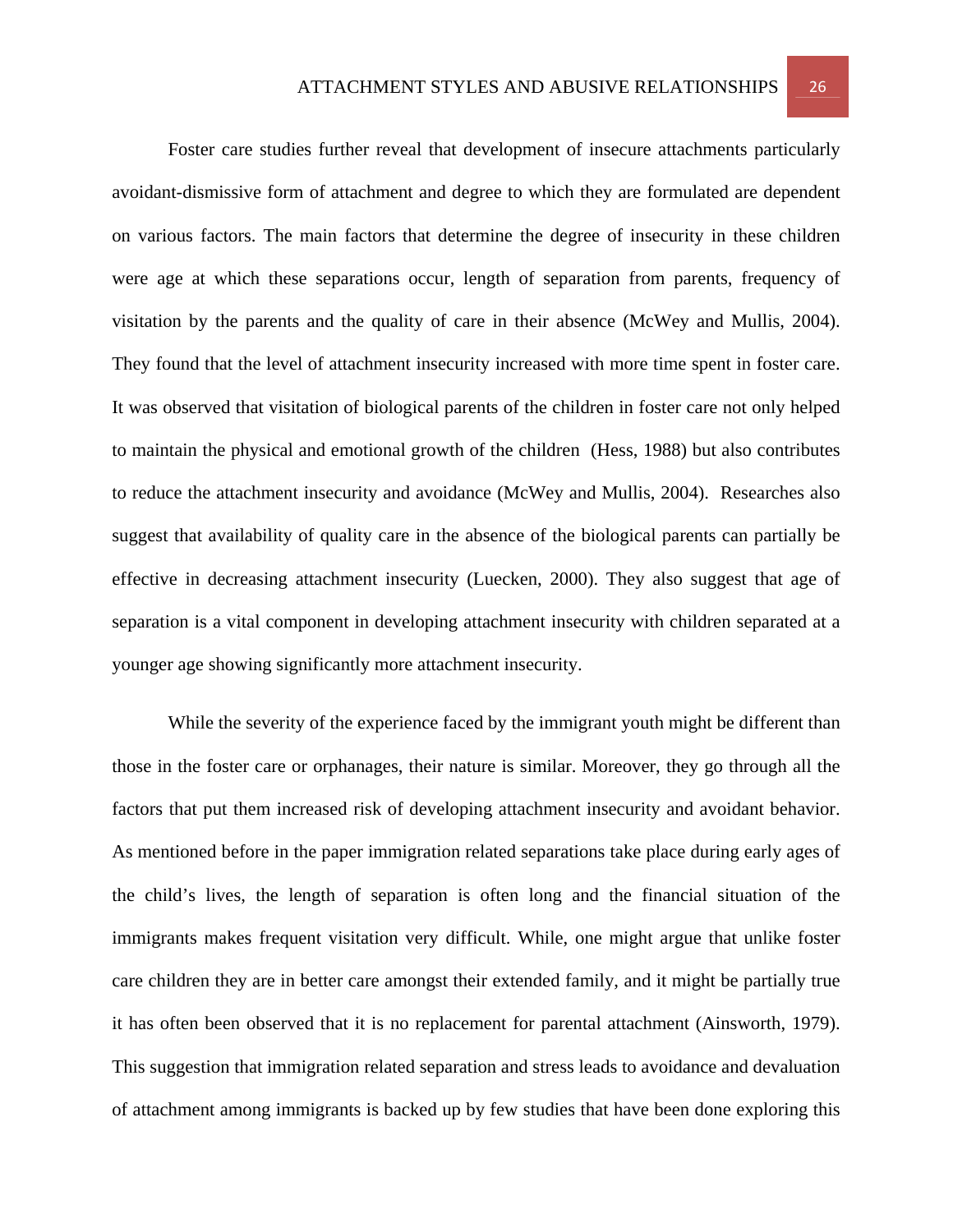Foster care studies further reveal that development of insecure attachments particularly avoidant-dismissive form of attachment and degree to which they are formulated are dependent on various factors. The main factors that determine the degree of insecurity in these children were age at which these separations occur, length of separation from parents, frequency of visitation by the parents and the quality of care in their absence (McWey and Mullis, 2004). They found that the level of attachment insecurity increased with more time spent in foster care. It was observed that visitation of biological parents of the children in foster care not only helped to maintain the physical and emotional growth of the children (Hess, 1988) but also contributes to reduce the attachment insecurity and avoidance (McWey and Mullis, 2004). Researches also suggest that availability of quality care in the absence of the biological parents can partially be effective in decreasing attachment insecurity (Luecken, 2000). They also suggest that age of separation is a vital component in developing attachment insecurity with children separated at a younger age showing significantly more attachment insecurity.

While the severity of the experience faced by the immigrant youth might be different than those in the foster care or orphanages, their nature is similar. Moreover, they go through all the factors that put them increased risk of developing attachment insecurity and avoidant behavior. As mentioned before in the paper immigration related separations take place during early ages of the child's lives, the length of separation is often long and the financial situation of the immigrants makes frequent visitation very difficult. While, one might argue that unlike foster care children they are in better care amongst their extended family, and it might be partially true it has often been observed that it is no replacement for parental attachment (Ainsworth, 1979). This suggestion that immigration related separation and stress leads to avoidance and devaluation of attachment among immigrants is backed up by few studies that have been done exploring this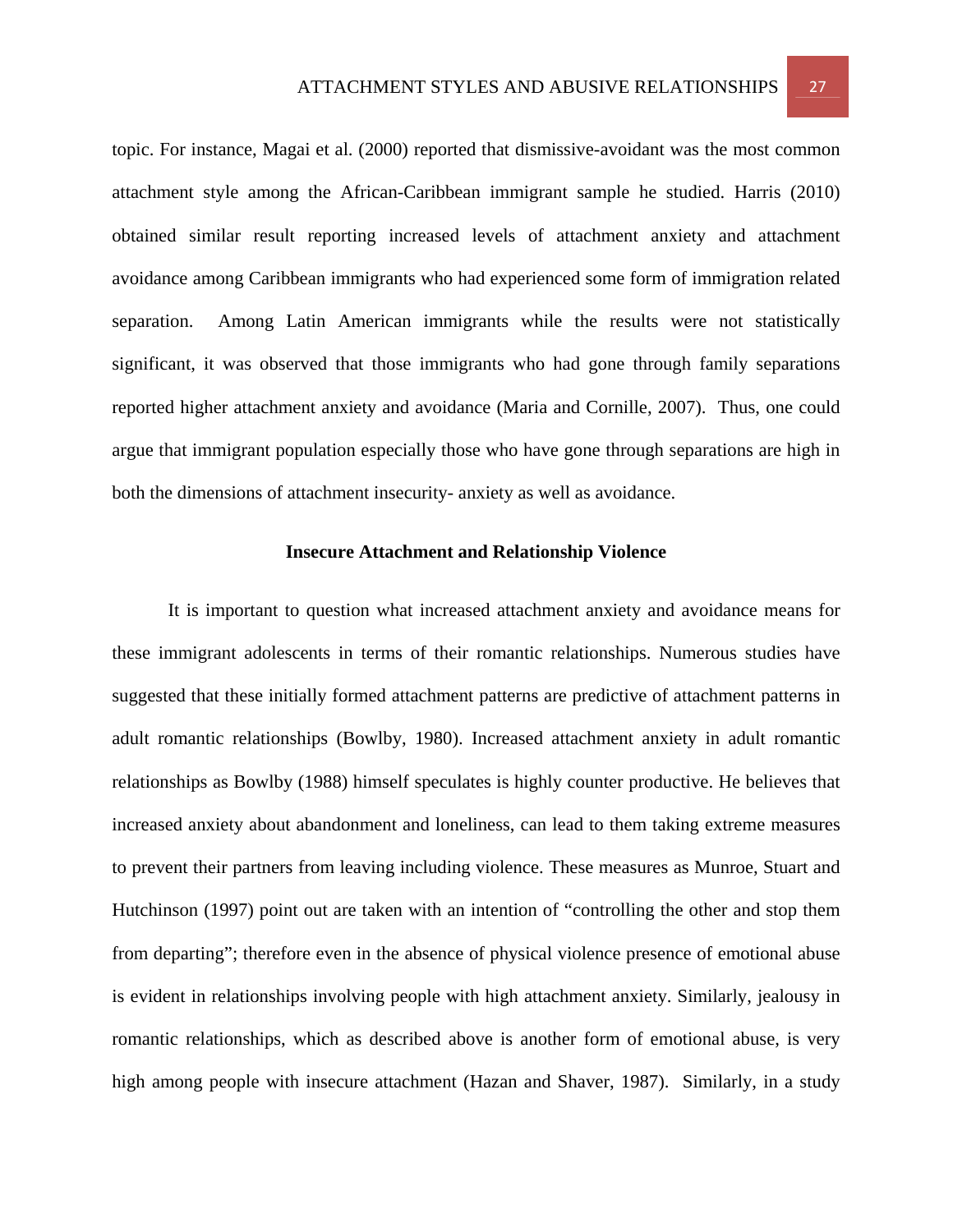topic. For instance, Magai et al. (2000) reported that dismissive-avoidant was the most common attachment style among the African-Caribbean immigrant sample he studied. Harris (2010) obtained similar result reporting increased levels of attachment anxiety and attachment avoidance among Caribbean immigrants who had experienced some form of immigration related separation. Among Latin American immigrants while the results were not statistically significant, it was observed that those immigrants who had gone through family separations reported higher attachment anxiety and avoidance (Maria and Cornille, 2007). Thus, one could argue that immigrant population especially those who have gone through separations are high in both the dimensions of attachment insecurity- anxiety as well as avoidance.

## Insecure Attachment and Relationship Violence

It is important to question what increased attachment anxiety and avoidance means for these immigrant adolescents in terms of their romantic relationships. Numerous studies have suggested that these initially formed attachment patterns are predictive of attachment patterns in adult romantic relationships (Bowlby, 1980). Increased attachment anxiety in adult romantic relationships as Bowlby (1988) himself speculates is highly counter productive. He believes that increased anxiety about abandonment and loneliness, can lead to them taking extreme measures to prevent their partners from leaving including violence. These measures as Munroe, Stuart and Hutchinson (1997) point out are taken with an intention of "controlling the other and stop them from departing"; therefore even in the absence of physical violence presence of emotional abuse is evident in relationships involving people with high attachment anxiety. Similarly, jealousy in romantic relationships, which as described above is another form of emotional abuse, is very high among people with insecure attachment (Hazan and Shaver, 1987). Similarly, in a study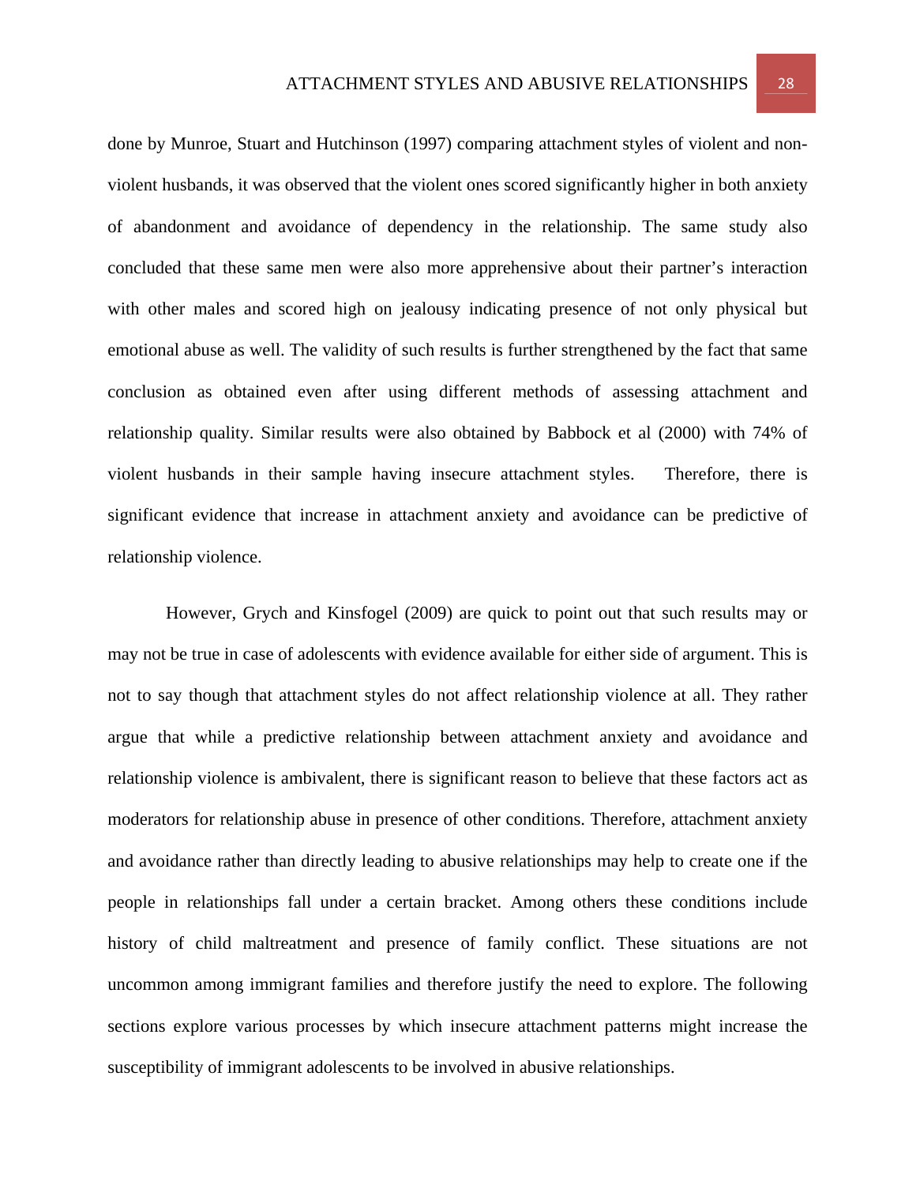done by Munroe, Stuart and Hutchinson (1997) comparing attachment styles of violent and non-violent husbands, it was observed that the violent ones scored significantly higher in both anxiety of abandonment and avoidance of dependency in the relationship. The same study also concluded that these same men were also more apprehensive about their partner's interaction with other males and scored high on jealousy indicating presence of not only physical but emotional abuse as well. The validity of such results is further strengthened by the fact that same conclusion as obtained even after using different methods of assessing attachment and relationship quality. Similar results were also obtained by Babbock et al (2000) with 74% of violent husbands in their sample having insecure attachment styles.  Therefore, there is significant evidence that increase in attachment anxiety and avoidance can be predictive of relationship violence.

However, Grych and Kinsfogel (2009) are quick to point out that such results may or may not be true in case of adolescents with evidence available for either side of argument. This is not to say though that attachment styles do not affect relationship violence at all. They rather argue that while a predictive relationship between attachment anxiety and avoidance and relationship violence is ambivalent, there is significant reason to believe that these factors act as moderators for relationship abuse in presence of other conditions. Therefore, attachment anxiety and avoidance rather than directly leading to abusive relationships may help to create one if the people in relationships fall under a certain bracket. Among others these conditions include history of child maltreatment and presence of family conflict. These situations are not uncommon among immigrant families and therefore justify the need to explore. The following sections explore various processes by which insecure attachment patterns might increase the susceptibility of immigrant adolescents to be involved in abusive relationships.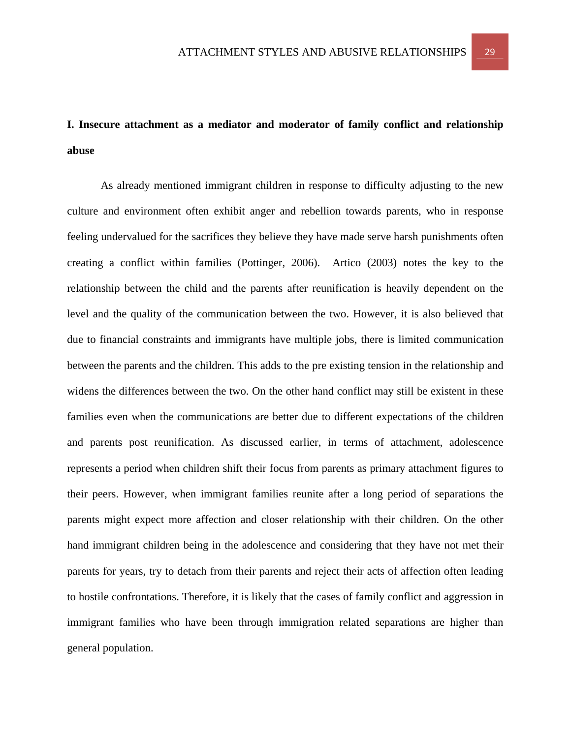**I. Insecure attachment as a mediator and moderator of family conflict and relationship abuse**

As already mentioned immigrant children in response to difficulty adjusting to the new culture and environment often exhibit anger and rebellion towards parents, who in response feeling undervalued for the sacrifices they believe they have made serve harsh punishments often creating a conflict within families (Pottinger, 2006). Artico (2003) notes the key to the relationship between the child and the parents after reunification is heavily dependent on the level and the quality of the communication between the two. However, it is also believed that due to financial constraints and immigrants have multiple jobs, there is limited communication between the parents and the children. This adds to the pre existing tension in the relationship and widens the differences between the two. On the other hand conflict may still be existent in these families even when the communications are better due to different expectations of the children and parents post reunification. As discussed earlier, in terms of attachment, adolescence represents a period when children shift their focus from parents as primary attachment figures to their peers. However, when immigrant families reunite after a long period of separations the parents might expect more affection and closer relationship with their children. On the other hand immigrant children being in the adolescence and considering that they have not met their parents for years, try to detach from their parents and reject their acts of affection often leading to hostile confrontations. Therefore, it is likely that the cases of family conflict and aggression in immigrant families who have been through immigration related separations are higher than general population.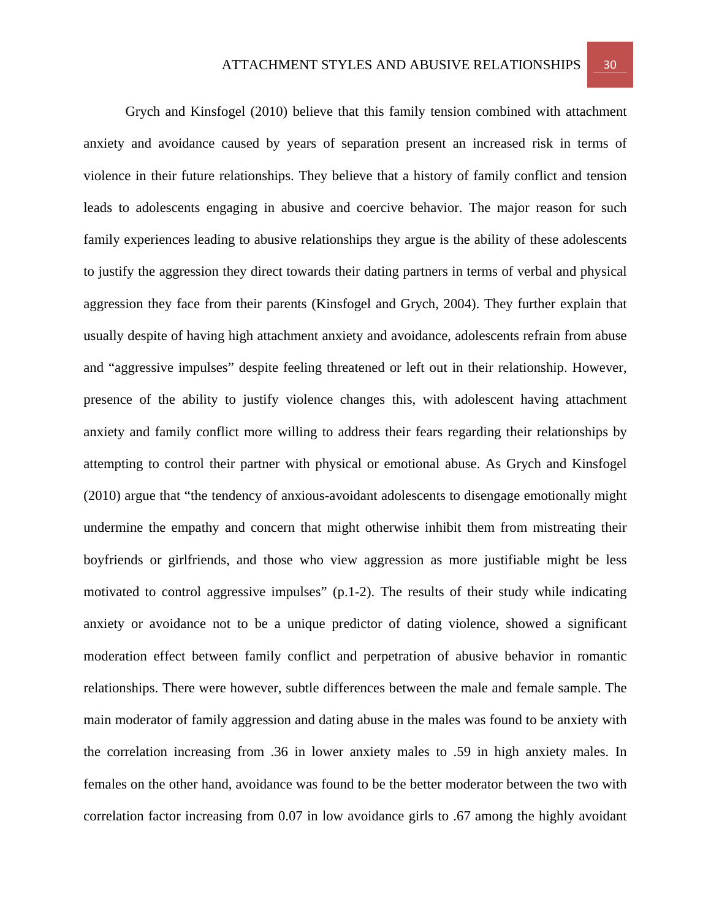Grych and Kinsfogel (2010) believe that this family tension combined with attachment anxiety and avoidance caused by years of separation present an increased risk in terms of violence in their future relationships. They believe that a history of family conflict and tension leads to adolescents engaging in abusive and coercive behavior. The major reason for such family experiences leading to abusive relationships they argue is the ability of these adolescents to justify the aggression they direct towards their dating partners in terms of verbal and physical aggression they face from their parents (Kinsfogel and Grych, 2004). They further explain that usually despite of having high attachment anxiety and avoidance, adolescents refrain from abuse and "aggressive impulses" despite feeling threatened or left out in their relationship. However, presence of the ability to justify violence changes this, with adolescent having attachment anxiety and family conflict more willing to address their fears regarding their relationships by attempting to control their partner with physical or emotional abuse. As Grych and Kinsfogel (2010) argue that "the tendency of anxious-avoidant adolescents to disengage emotionally might undermine the empathy and concern that might otherwise inhibit them from mistreating their boyfriends or girlfriends, and those who view aggression as more justifiable might be less motivated to control aggressive impulses" (p.1-2). The results of their study while indicating anxiety or avoidance not to be a unique predictor of dating violence, showed a significant moderation effect between family conflict and perpetration of abusive behavior in romantic relationships. There were however, subtle differences between the male and female sample. The main moderator of family aggression and dating abuse in the males was found to be anxiety with the correlation increasing from .36 in lower anxiety males to .59 in high anxiety males. In females on the other hand, avoidance was found to be the better moderator between the two with correlation factor increasing from 0.07 in low avoidance girls to .67 among the highly avoidant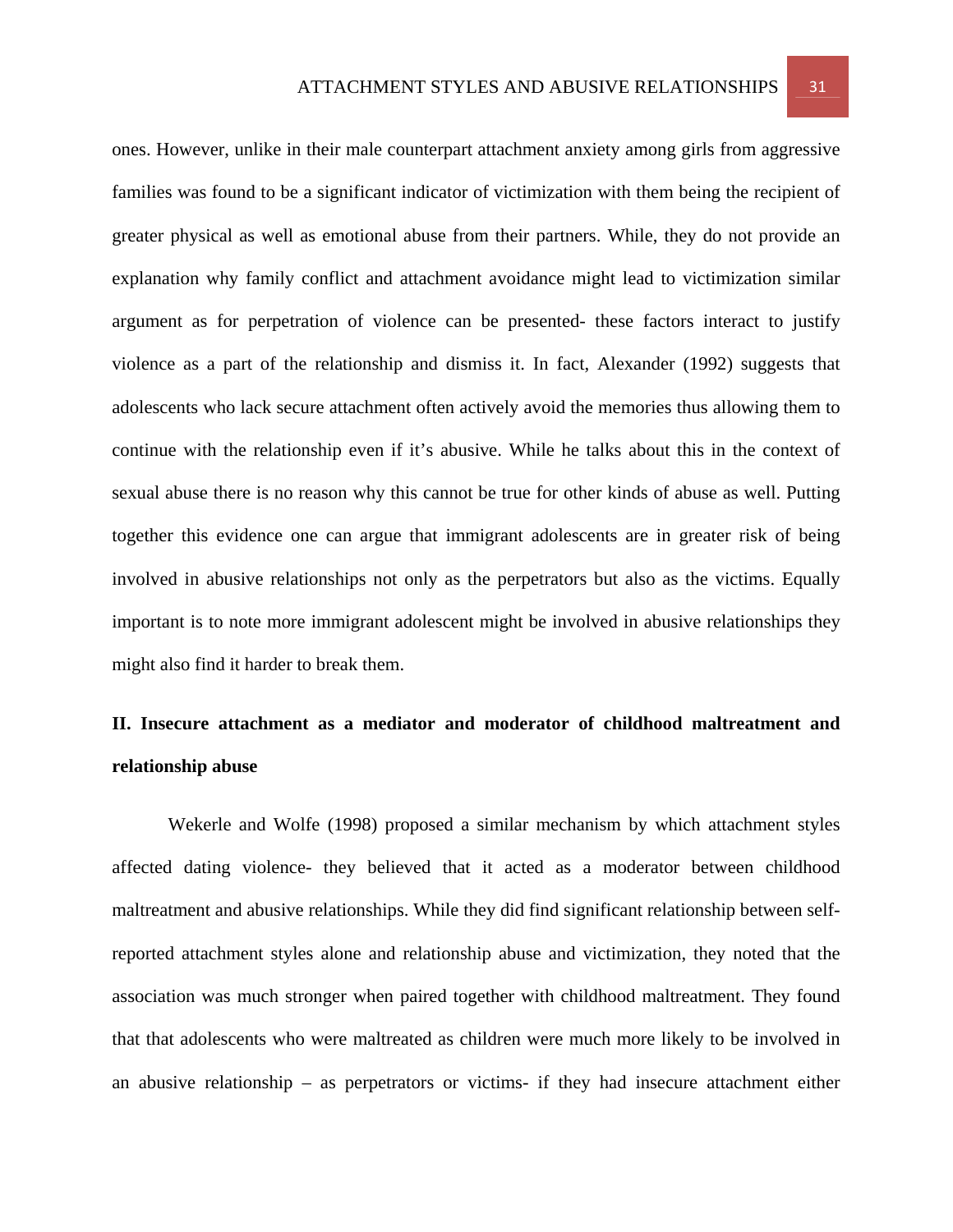ones. However, unlike in their male counterpart attachment anxiety among girls from aggressive families was found to be a significant indicator of victimization with them being the recipient of greater physical as well as emotional abuse from their partners. While, they do not provide an explanation why family conflict and attachment avoidance might lead to victimization similar argument as for perpetration of violence can be presented- these factors interact to justify violence as a part of the relationship and dismiss it. In fact, Alexander (1992) suggests that adolescents who lack secure attachment often actively avoid the memories thus allowing them to continue with the relationship even if it's abusive. While he talks about this in the context of sexual abuse there is no reason why this cannot be true for other kinds of abuse as well. Putting together this evidence one can argue that immigrant adolescents are in greater risk of being involved in abusive relationships not only as the perpetrators but also as the victims. Equally important is to note more immigrant adolescent might be involved in abusive relationships they might also find it harder to break them.

## II. Insecure attachment as a mediator and moderator of childhood maltreatment and relationship abuse

Wekerle and Wolfe (1998) proposed a similar mechanism by which attachment styles affected dating violence- they believed that it acted as a moderator between childhood maltreatment and abusive relationships. While they did find significant relationship between self-reported attachment styles alone and relationship abuse and victimization, they noted that the association was much stronger when paired together with childhood maltreatment. They found that that adolescents who were maltreated as children were much more likely to be involved in an abusive relationship – as perpetrators or victims- if they had insecure attachment either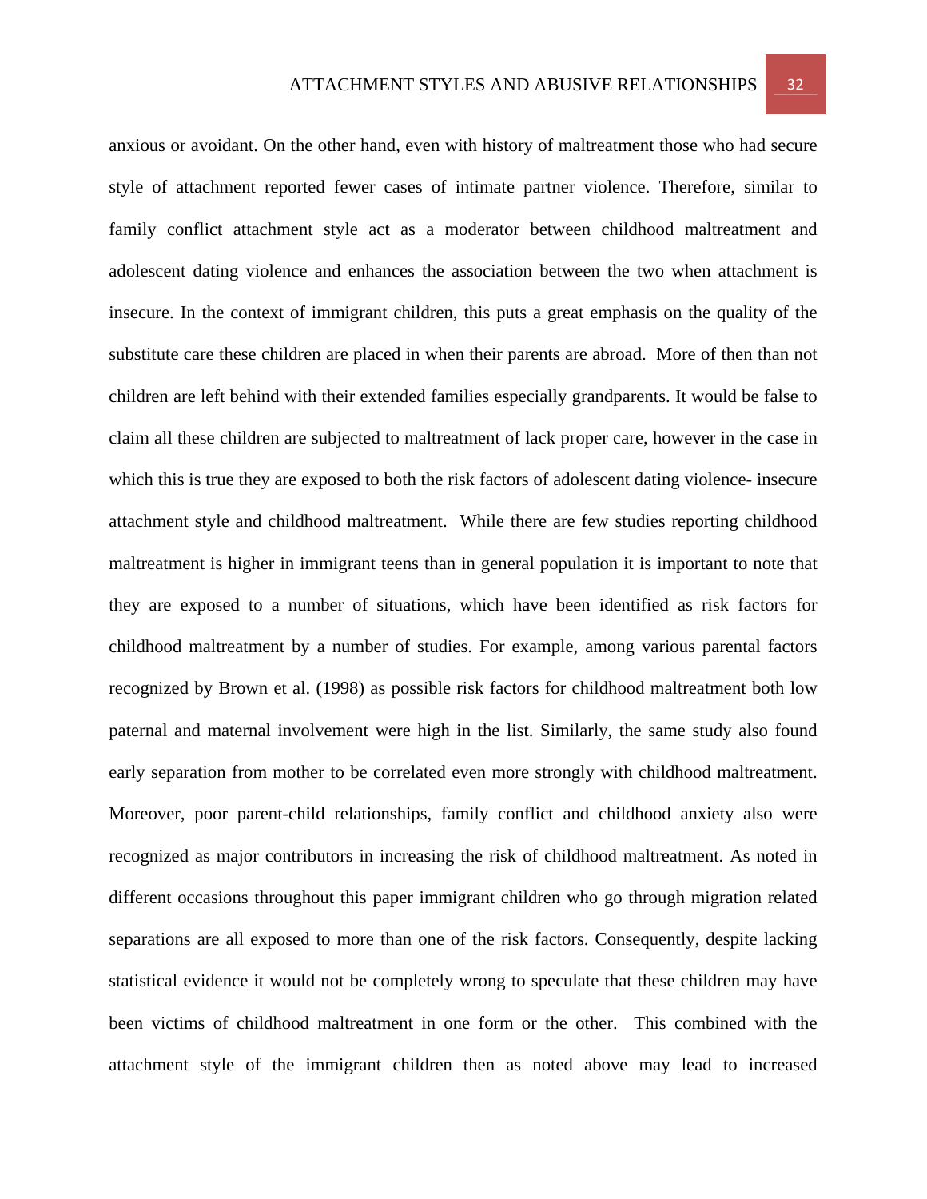anxious or avoidant. On the other hand, even with history of maltreatment those who had secure style of attachment reported fewer cases of intimate partner violence. Therefore, similar to family conflict attachment style act as a moderator between childhood maltreatment and adolescent dating violence and enhances the association between the two when attachment is insecure. In the context of immigrant children, this puts a great emphasis on the quality of the substitute care these children are placed in when their parents are abroad. More of then than not children are left behind with their extended families especially grandparents. It would be false to claim all these children are subjected to maltreatment of lack proper care, however in the case in which this is true they are exposed to both the risk factors of adolescent dating violence- insecure attachment style and childhood maltreatment. While there are few studies reporting childhood maltreatment is higher in immigrant teens than in general population it is important to note that they are exposed to a number of situations, which have been identified as risk factors for childhood maltreatment by a number of studies. For example, among various parental factors recognized by Brown et al. (1998) as possible risk factors for childhood maltreatment both low paternal and maternal involvement were high in the list. Similarly, the same study also found early separation from mother to be correlated even more strongly with childhood maltreatment. Moreover, poor parent-child relationships, family conflict and childhood anxiety also were recognized as major contributors in increasing the risk of childhood maltreatment. As noted in different occasions throughout this paper immigrant children who go through migration related separations are all exposed to more than one of the risk factors. Consequently, despite lacking statistical evidence it would not be completely wrong to speculate that these children may have been victims of childhood maltreatment in one form or the other. This combined with the attachment style of the immigrant children then as noted above may lead to increased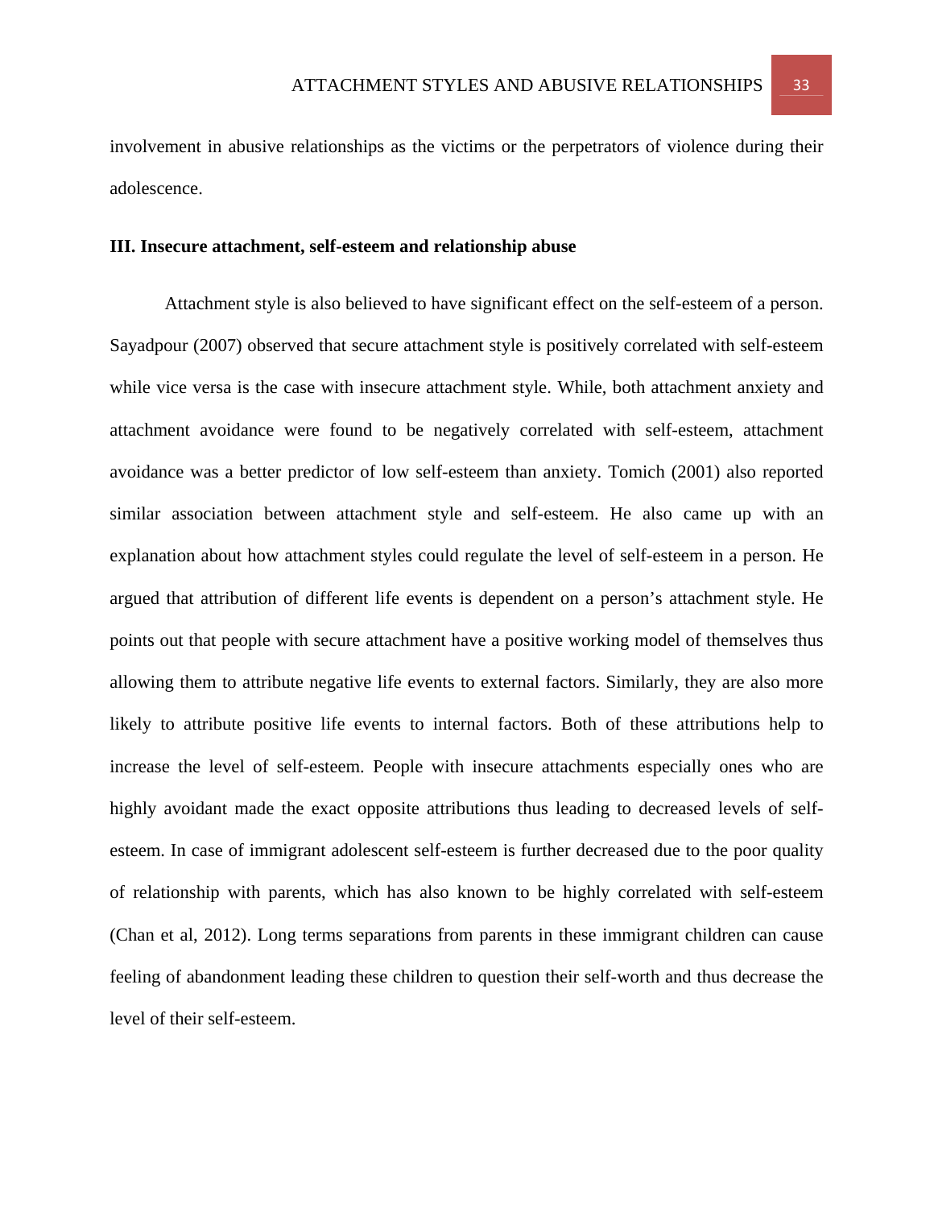involvement in abusive relationships as the victims or the perpetrators of violence during their adolescence.

### III. Insecure attachment, self-esteem and relationship abuse

Attachment style is also believed to have significant effect on the self-esteem of a person. Sayadpour (2007) observed that secure attachment style is positively correlated with self-esteem while vice versa is the case with insecure attachment style. While, both attachment anxiety and attachment avoidance were found to be negatively correlated with self-esteem, attachment avoidance was a better predictor of low self-esteem than anxiety. Tomich (2001) also reported similar association between attachment style and self-esteem. He also came up with an explanation about how attachment styles could regulate the level of self-esteem in a person. He argued that attribution of different life events is dependent on a person's attachment style. He points out that people with secure attachment have a positive working model of themselves thus allowing them to attribute negative life events to external factors. Similarly, they are also more likely to attribute positive life events to internal factors. Both of these attributions help to increase the level of self-esteem. People with insecure attachments especially ones who are highly avoidant made the exact opposite attributions thus leading to decreased levels of self-esteem. In case of immigrant adolescent self-esteem is further decreased due to the poor quality of relationship with parents, which has also known to be highly correlated with self-esteem (Chan et al, 2012). Long terms separations from parents in these immigrant children can cause feeling of abandonment leading these children to question their self-worth and thus decrease the level of their self-esteem.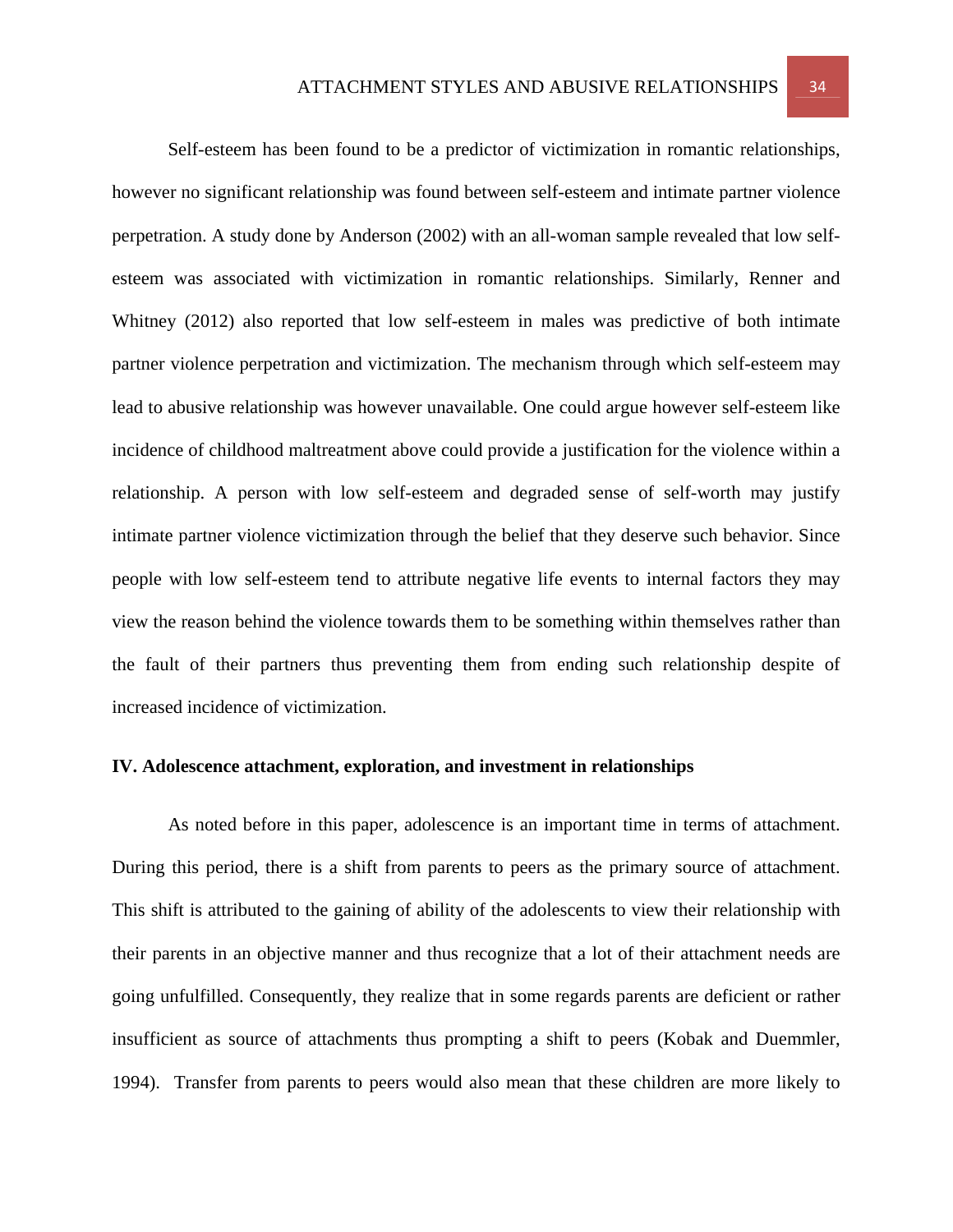Self-esteem has been found to be a predictor of victimization in romantic relationships, however no significant relationship was found between self-esteem and intimate partner violence perpetration. A study done by Anderson (2002) with an all-woman sample revealed that low self-esteem was associated with victimization in romantic relationships. Similarly, Renner and Whitney (2012) also reported that low self-esteem in males was predictive of both intimate partner violence perpetration and victimization. The mechanism through which self-esteem may lead to abusive relationship was however unavailable. One could argue however self-esteem like incidence of childhood maltreatment above could provide a justification for the violence within a relationship. A person with low self-esteem and degraded sense of self-worth may justify intimate partner violence victimization through the belief that they deserve such behavior. Since people with low self-esteem tend to attribute negative life events to internal factors they may view the reason behind the violence towards them to be something within themselves rather than the fault of their partners thus preventing them from ending such relationship despite of increased incidence of victimization.

**IV. Adolescence attachment, exploration, and investment in relationships**

As noted before in this paper, adolescence is an important time in terms of attachment. During this period, there is a shift from parents to peers as the primary source of attachment. This shift is attributed to the gaining of ability of the adolescents to view their relationship with their parents in an objective manner and thus recognize that a lot of their attachment needs are going unfulfilled. Consequently, they realize that in some regards parents are deficient or rather insufficient as source of attachments thus prompting a shift to peers (Kobak and Duemmler, 1994). Transfer from parents to peers would also mean that these children are more likely to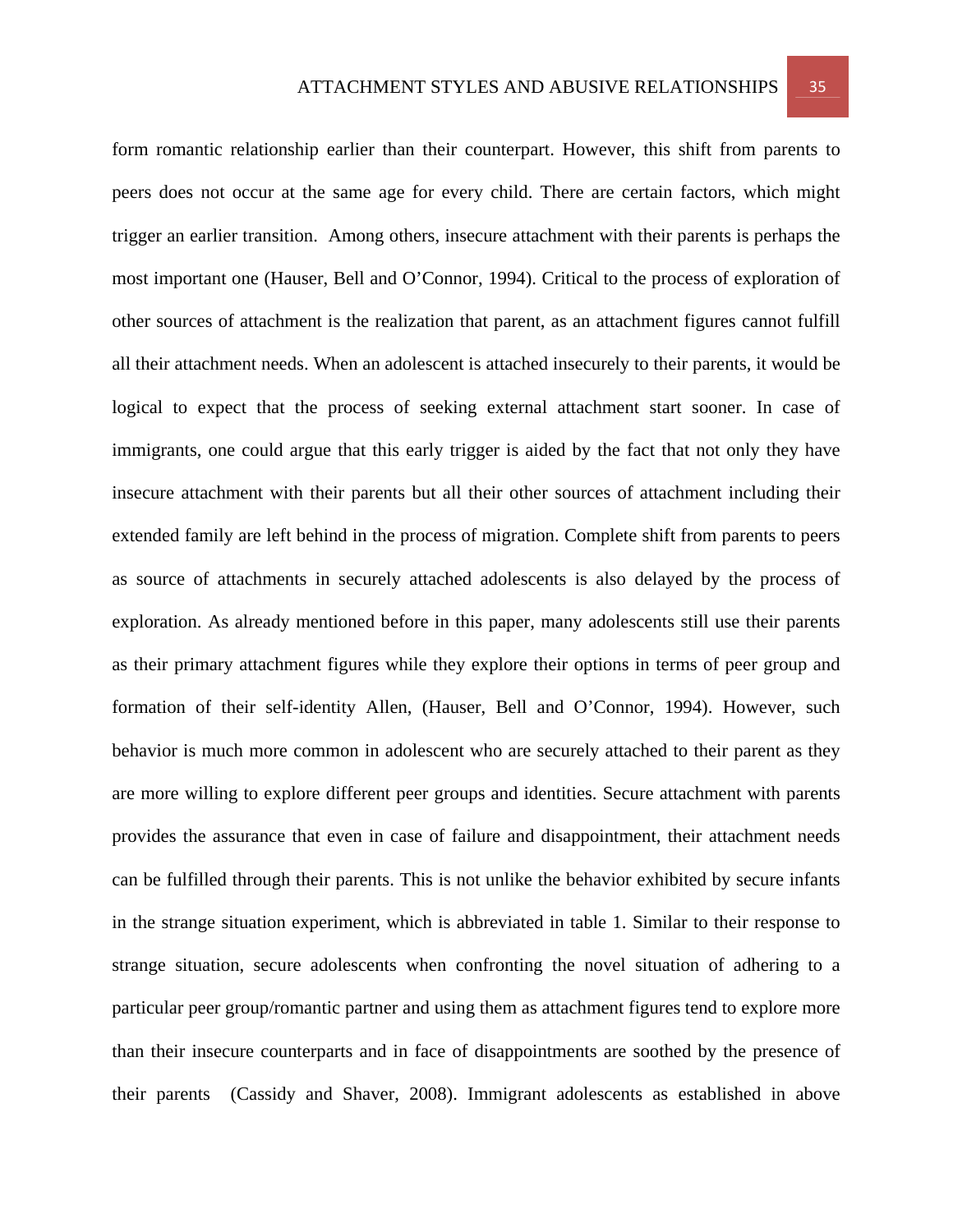form romantic relationship earlier than their counterpart. However, this shift from parents to peers does not occur at the same age for every child. There are certain factors, which might trigger an earlier transition. Among others, insecure attachment with their parents is perhaps the most important one (Hauser, Bell and O'Connor, 1994). Critical to the process of exploration of other sources of attachment is the realization that parent, as an attachment figures cannot fulfill all their attachment needs. When an adolescent is attached insecurely to their parents, it would be logical to expect that the process of seeking external attachment start sooner. In case of immigrants, one could argue that this early trigger is aided by the fact that not only they have insecure attachment with their parents but all their other sources of attachment including their extended family are left behind in the process of migration. Complete shift from parents to peers as source of attachments in securely attached adolescents is also delayed by the process of exploration. As already mentioned before in this paper, many adolescents still use their parents as their primary attachment figures while they explore their options in terms of peer group and formation of their self-identity Allen, (Hauser, Bell and O'Connor, 1994). However, such behavior is much more common in adolescent who are securely attached to their parent as they are more willing to explore different peer groups and identities. Secure attachment with parents provides the assurance that even in case of failure and disappointment, their attachment needs can be fulfilled through their parents. This is not unlike the behavior exhibited by secure infants in the strange situation experiment, which is abbreviated in table 1. Similar to their response to strange situation, secure adolescents when confronting the novel situation of adhering to a particular peer group/romantic partner and using them as attachment figures tend to explore more than their insecure counterparts and in face of disappointments are soothed by the presence of their parents (Cassidy and Shaver, 2008). Immigrant adolescents as established in above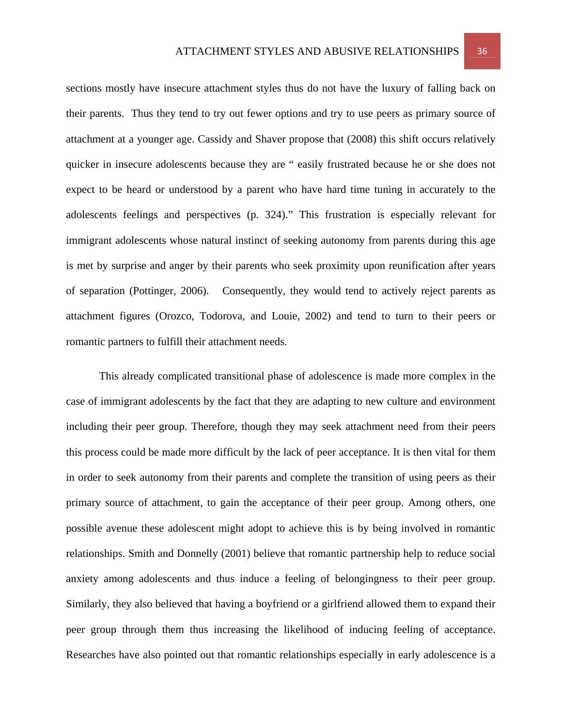sections mostly have insecure attachment styles thus do not have the luxury of falling back on their parents. Thus they tend to try out fewer options and try to use peers as primary source of attachment at a younger age. Cassidy and Shaver propose that (2008) this shift occurs relatively quicker in insecure adolescents because they are " easily frustrated because he or she does not expect to be heard or understood by a parent who have hard time tuning in accurately to the adolescents feelings and perspectives (p. 324)." This frustration is especially relevant for immigrant adolescents whose natural instinct of seeking autonomy from parents during this age is met by surprise and anger by their parents who seek proximity upon reunification after years of separation (Pottinger, 2006). Consequently, they would tend to actively reject parents as attachment figures (Orozco, Todorova, and Louie, 2002) and tend to turn to their peers or romantic partners to fulfill their attachment needs.

This already complicated transitional phase of adolescence is made more complex in the case of immigrant adolescents by the fact that they are adapting to new culture and environment including their peer group. Therefore, though they may seek attachment need from their peers this process could be made more difficult by the lack of peer acceptance. It is then vital for them in order to seek autonomy from their parents and complete the transition of using peers as their primary source of attachment, to gain the acceptance of their peer group. Among others, one possible avenue these adolescent might adopt to achieve this is by being involved in romantic relationships. Smith and Donnelly (2001) believe that romantic partnership help to reduce social anxiety among adolescents and thus induce a feeling of belongingness to their peer group. Similarly, they also believed that having a boyfriend or a girlfriend allowed them to expand their peer group through them thus increasing the likelihood of inducing feeling of acceptance. Researches have also pointed out that romantic relationships especially in early adolescence is a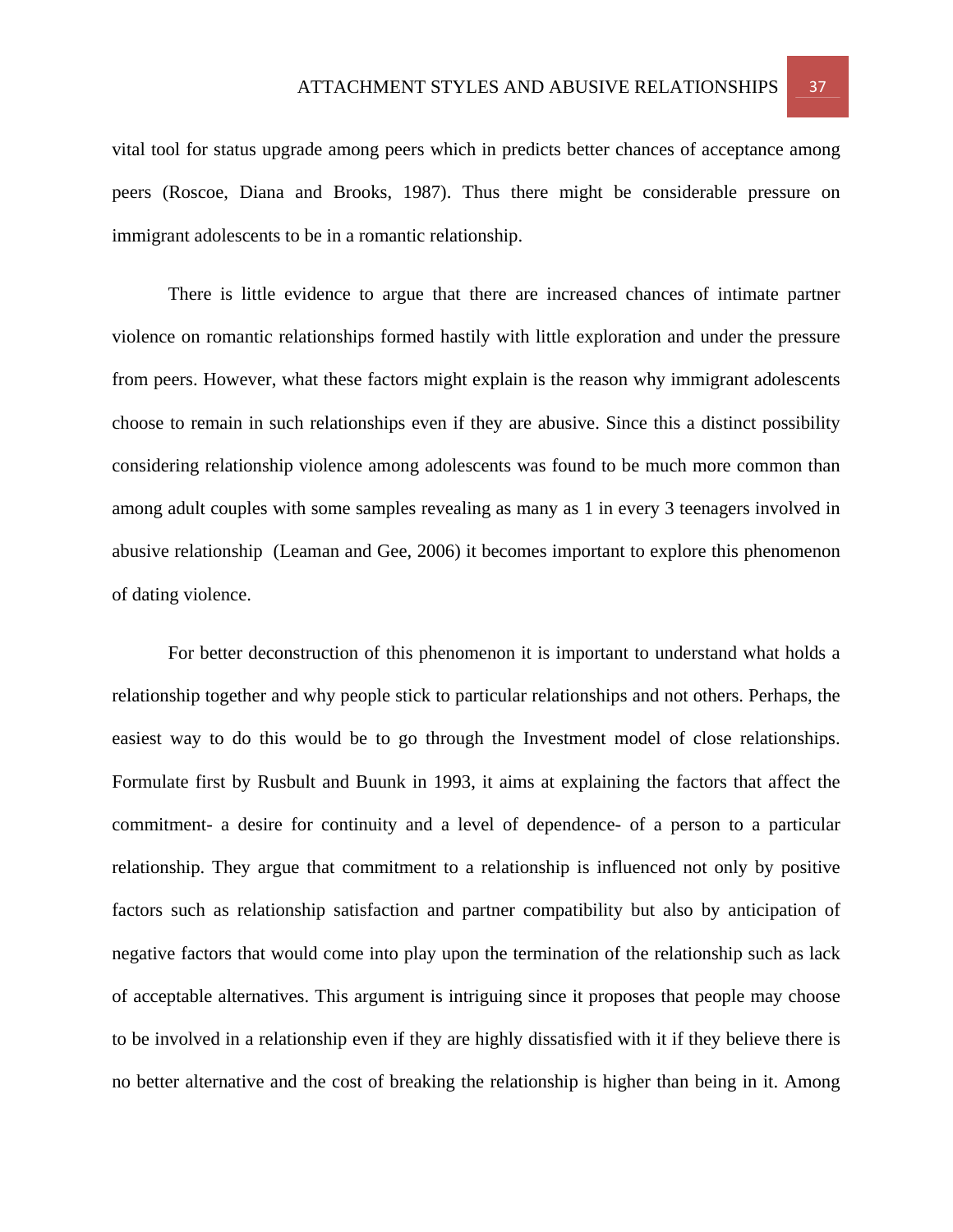vital tool for status upgrade among peers which in predicts better chances of acceptance among peers (Roscoe, Diana and Brooks, 1987). Thus there might be considerable pressure on immigrant adolescents to be in a romantic relationship.

There is little evidence to argue that there are increased chances of intimate partner violence on romantic relationships formed hastily with little exploration and under the pressure from peers. However, what these factors might explain is the reason why immigrant adolescents choose to remain in such relationships even if they are abusive. Since this a distinct possibility considering relationship violence among adolescents was found to be much more common than among adult couples with some samples revealing as many as 1 in every 3 teenagers involved in abusive relationship  (Leaman and Gee, 2006) it becomes important to explore this phenomenon of dating violence.

For better deconstruction of this phenomenon it is important to understand what holds a relationship together and why people stick to particular relationships and not others. Perhaps, the easiest way to do this would be to go through the Investment model of close relationships. Formulate first by Rusbult and Buunk in 1993, it aims at explaining the factors that affect the commitment- a desire for continuity and a level of dependence- of a person to a particular relationship. They argue that commitment to a relationship is influenced not only by positive factors such as relationship satisfaction and partner compatibility but also by anticipation of negative factors that would come into play upon the termination of the relationship such as lack of acceptable alternatives. This argument is intriguing since it proposes that people may choose to be involved in a relationship even if they are highly dissatisfied with it if they believe there is no better alternative and the cost of breaking the relationship is higher than being in it. Among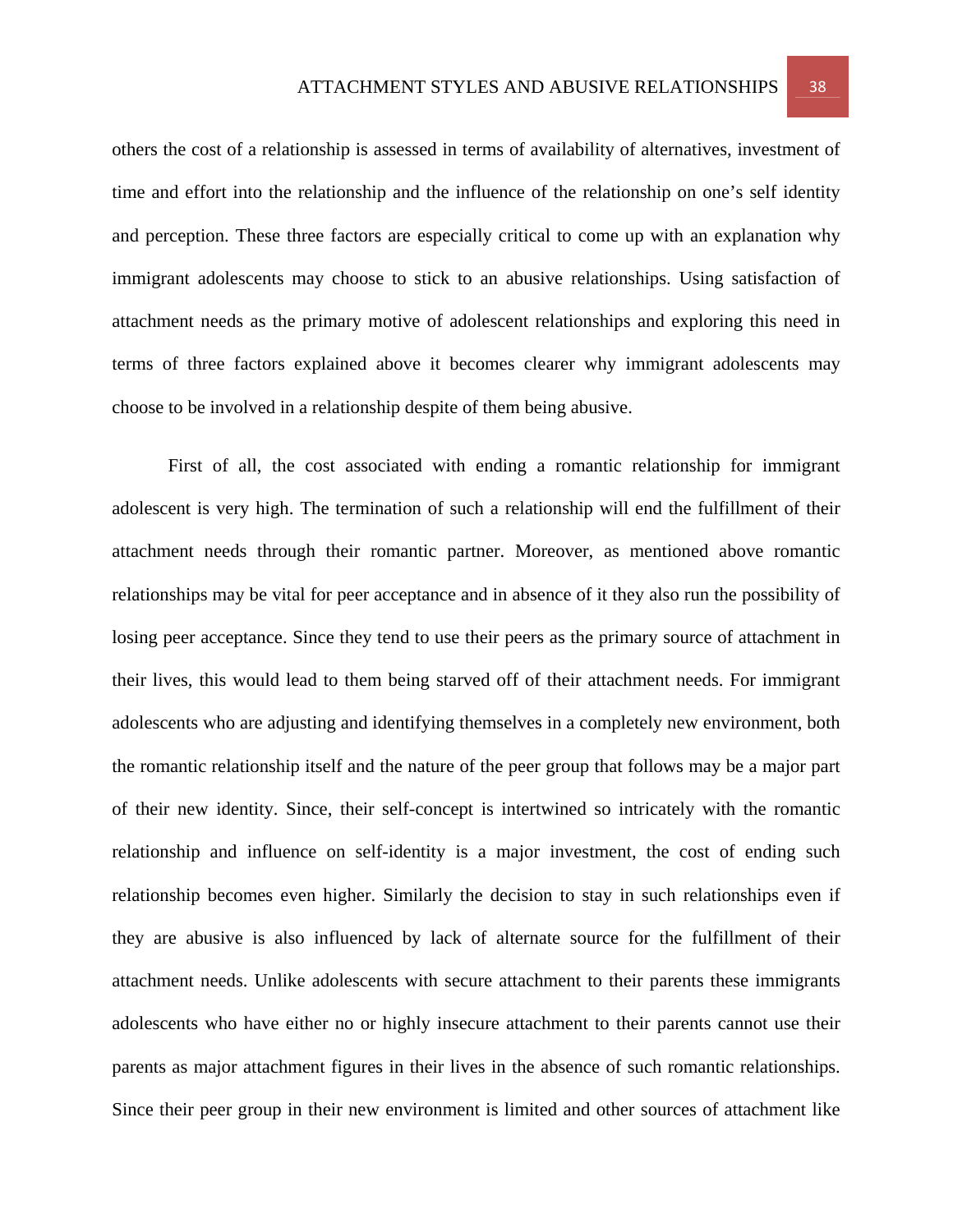others the cost of a relationship is assessed in terms of availability of alternatives, investment of time and effort into the relationship and the influence of the relationship on one's self identity and perception. These three factors are especially critical to come up with an explanation why immigrant adolescents may choose to stick to an abusive relationships. Using satisfaction of attachment needs as the primary motive of adolescent relationships and exploring this need in terms of three factors explained above it becomes clearer why immigrant adolescents may choose to be involved in a relationship despite of them being abusive.

First of all, the cost associated with ending a romantic relationship for immigrant adolescent is very high. The termination of such a relationship will end the fulfillment of their attachment needs through their romantic partner. Moreover, as mentioned above romantic relationships may be vital for peer acceptance and in absence of it they also run the possibility of losing peer acceptance. Since they tend to use their peers as the primary source of attachment in their lives, this would lead to them being starved off of their attachment needs. For immigrant adolescents who are adjusting and identifying themselves in a completely new environment, both the romantic relationship itself and the nature of the peer group that follows may be a major part of their new identity. Since, their self-concept is intertwined so intricately with the romantic relationship and influence on self-identity is a major investment, the cost of ending such relationship becomes even higher. Similarly the decision to stay in such relationships even if they are abusive is also influenced by lack of alternate source for the fulfillment of their attachment needs. Unlike adolescents with secure attachment to their parents these immigrants adolescents who have either no or highly insecure attachment to their parents cannot use their parents as major attachment figures in their lives in the absence of such romantic relationships. Since their peer group in their new environment is limited and other sources of attachment like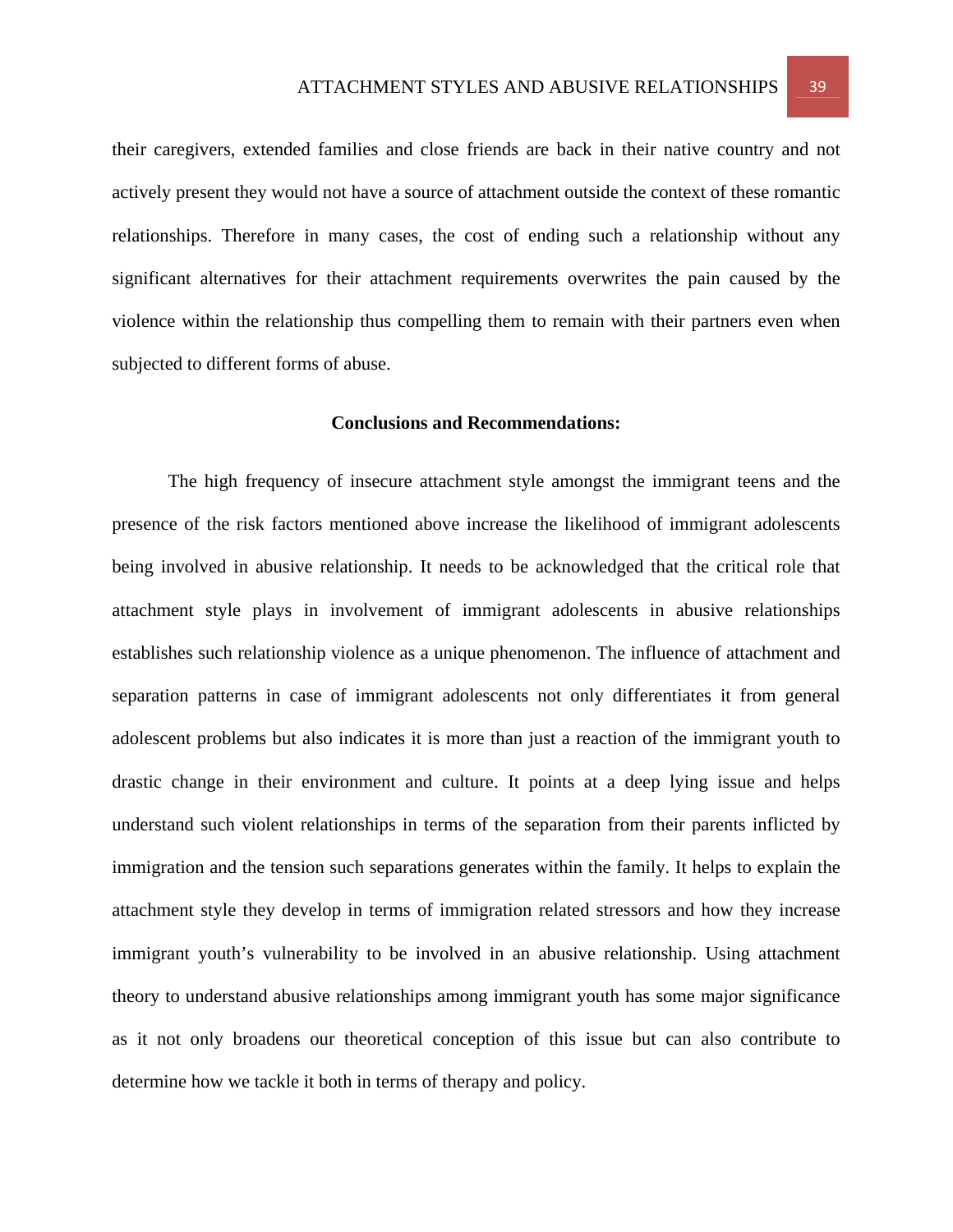their caregivers, extended families and close friends are back in their native country and not actively present they would not have a source of attachment outside the context of these romantic relationships. Therefore in many cases, the cost of ending such a relationship without any significant alternatives for their attachment requirements overwrites the pain caused by the violence within the relationship thus compelling them to remain with their partners even when subjected to different forms of abuse.

## Conclusions and Recommendations:

The high frequency of insecure attachment style amongst the immigrant teens and the presence of the risk factors mentioned above increase the likelihood of immigrant adolescents being involved in abusive relationship. It needs to be acknowledged that the critical role that attachment style plays in involvement of immigrant adolescents in abusive relationships establishes such relationship violence as a unique phenomenon. The influence of attachment and separation patterns in case of immigrant adolescents not only differentiates it from general adolescent problems but also indicates it is more than just a reaction of the immigrant youth to drastic change in their environment and culture. It points at a deep lying issue and helps understand such violent relationships in terms of the separation from their parents inflicted by immigration and the tension such separations generates within the family. It helps to explain the attachment style they develop in terms of immigration related stressors and how they increase immigrant youth's vulnerability to be involved in an abusive relationship. Using attachment theory to understand abusive relationships among immigrant youth has some major significance as it not only broadens our theoretical conception of this issue but can also contribute to determine how we tackle it both in terms of therapy and policy.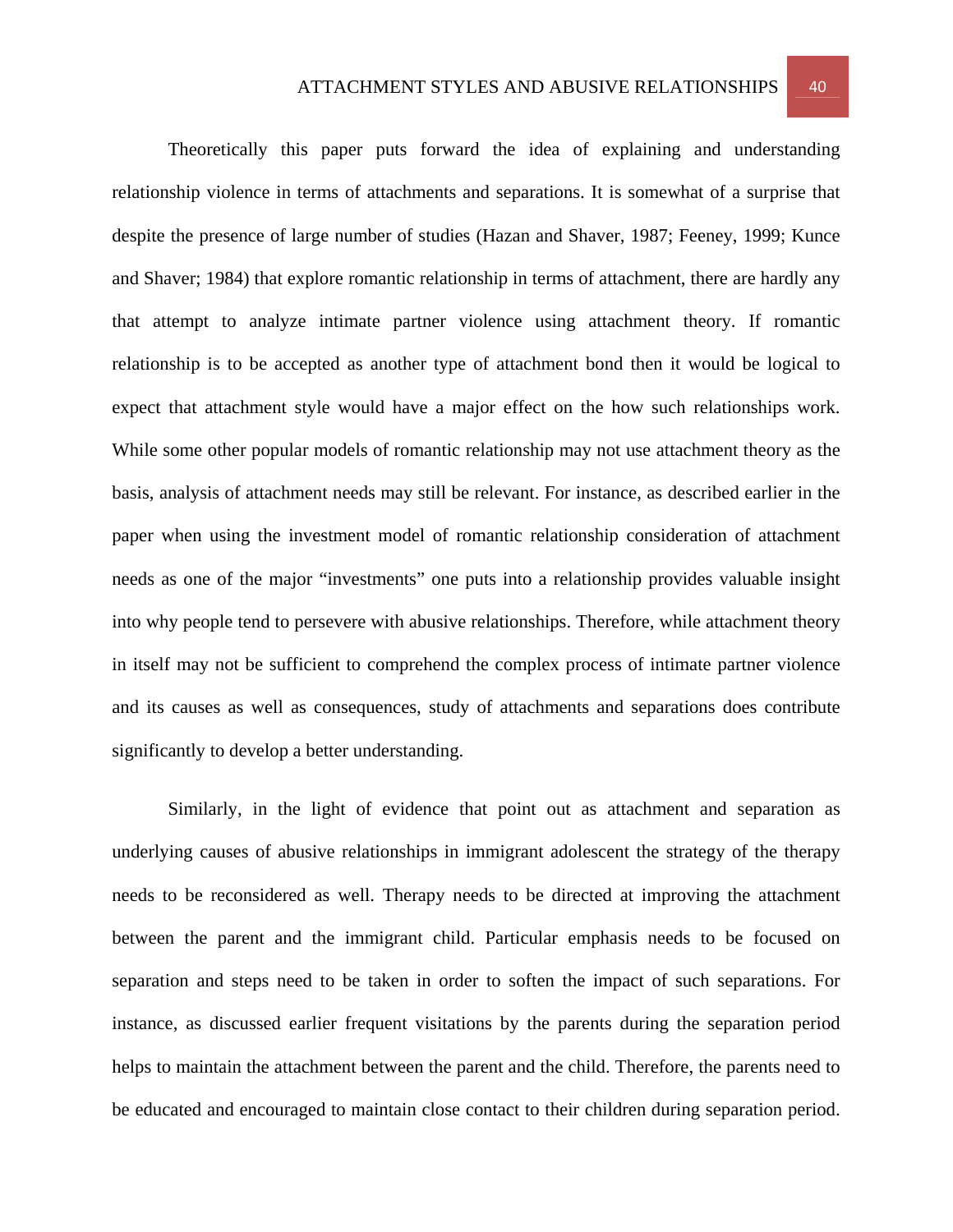Theoretically this paper puts forward the idea of explaining and understanding relationship violence in terms of attachments and separations. It is somewhat of a surprise that despite the presence of large number of studies (Hazan and Shaver, 1987; Feeney, 1999; Kunce and Shaver; 1984) that explore romantic relationship in terms of attachment, there are hardly any that attempt to analyze intimate partner violence using attachment theory. If romantic relationship is to be accepted as another type of attachment bond then it would be logical to expect that attachment style would have a major effect on the how such relationships work. While some other popular models of romantic relationship may not use attachment theory as the basis, analysis of attachment needs may still be relevant. For instance, as described earlier in the paper when using the investment model of romantic relationship consideration of attachment needs as one of the major "investments" one puts into a relationship provides valuable insight into why people tend to persevere with abusive relationships. Therefore, while attachment theory in itself may not be sufficient to comprehend the complex process of intimate partner violence and its causes as well as consequences, study of attachments and separations does contribute significantly to develop a better understanding.

Similarly, in the light of evidence that point out as attachment and separation as underlying causes of abusive relationships in immigrant adolescent the strategy of the therapy needs to be reconsidered as well. Therapy needs to be directed at improving the attachment between the parent and the immigrant child. Particular emphasis needs to be focused on separation and steps need to be taken in order to soften the impact of such separations. For instance, as discussed earlier frequent visitations by the parents during the separation period helps to maintain the attachment between the parent and the child. Therefore, the parents need to be educated and encouraged to maintain close contact to their children during separation period.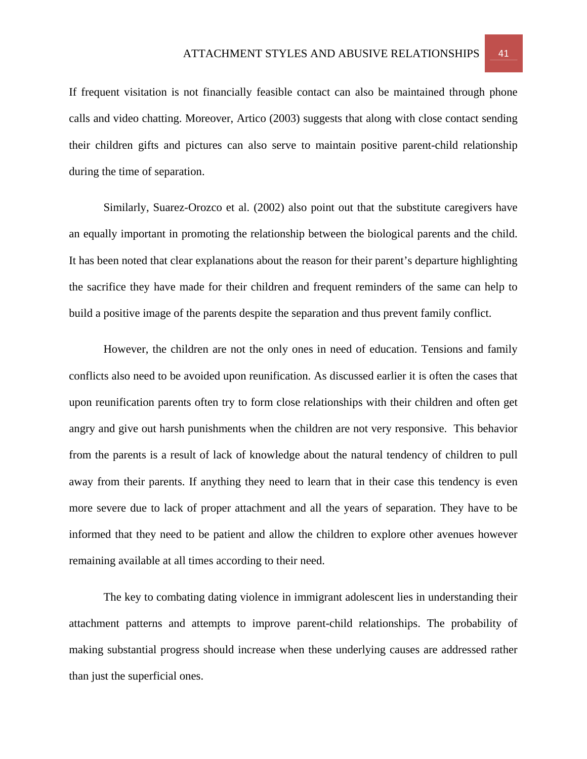If frequent visitation is not financially feasible contact can also be maintained through phone calls and video chatting. Moreover, Artico (2003) suggests that along with close contact sending their children gifts and pictures can also serve to maintain positive parent-child relationship during the time of separation.

Similarly, Suarez-Orozco et al. (2002) also point out that the substitute caregivers have an equally important in promoting the relationship between the biological parents and the child. It has been noted that clear explanations about the reason for their parent's departure highlighting the sacrifice they have made for their children and frequent reminders of the same can help to build a positive image of the parents despite the separation and thus prevent family conflict.

However, the children are not the only ones in need of education. Tensions and family conflicts also need to be avoided upon reunification. As discussed earlier it is often the cases that upon reunification parents often try to form close relationships with their children and often get angry and give out harsh punishments when the children are not very responsive. This behavior from the parents is a result of lack of knowledge about the natural tendency of children to pull away from their parents. If anything they need to learn that in their case this tendency is even more severe due to lack of proper attachment and all the years of separation. They have to be informed that they need to be patient and allow the children to explore other avenues however remaining available at all times according to their need.

The key to combating dating violence in immigrant adolescent lies in understanding their attachment patterns and attempts to improve parent-child relationships. The probability of making substantial progress should increase when these underlying causes are addressed rather than just the superficial ones.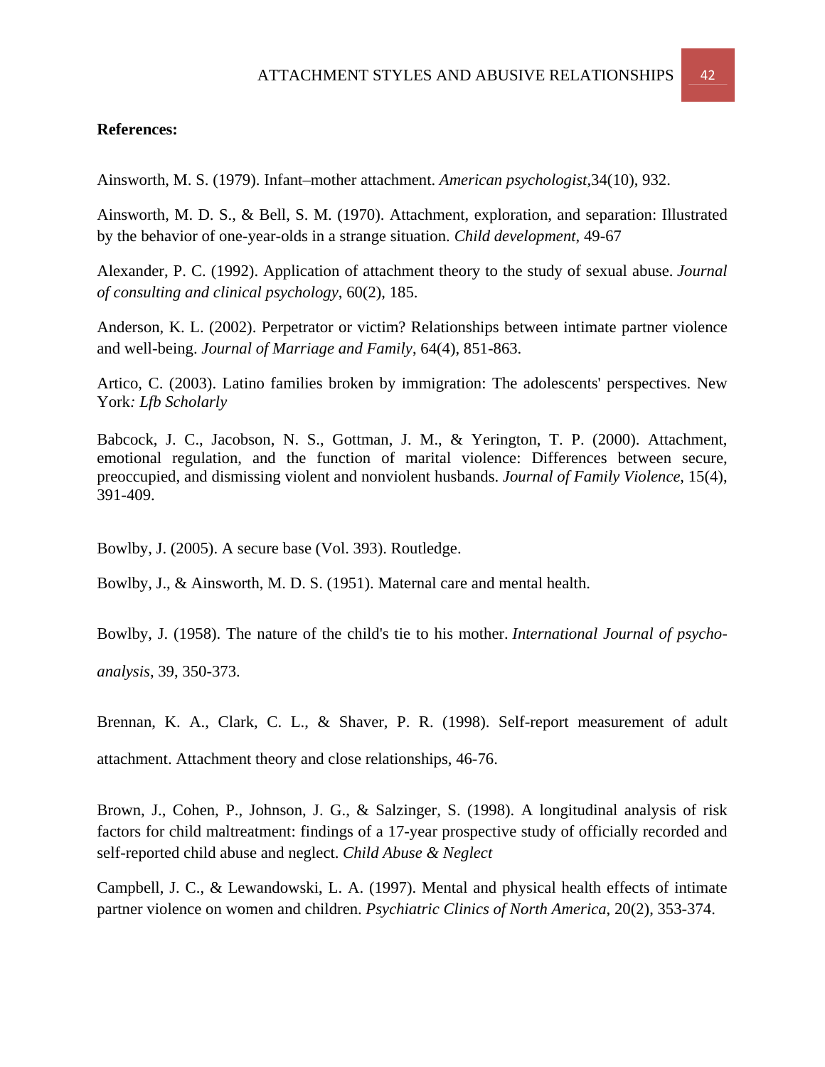**References:**

Ainsworth, M. S. (1979). Infant–mother attachment. *American psychologist*,34(10), 932.

Ainsworth, M. D. S., & Bell, S. M. (1970). Attachment, exploration, and separation: Illustrated by the behavior of one-year-olds in a strange situation. *Child development*, 49-67

Alexander, P. C. (1992). Application of attachment theory to the study of sexual abuse. *Journal of consulting and clinical psychology*, 60(2), 185.

Anderson, K. L. (2002). Perpetrator or victim? Relationships between intimate partner violence and well-being. *Journal of Marriage and Family*, 64(4), 851-863.

Artico, C. (2003). Latino families broken by immigration: The adolescents' perspectives. New York*: Lfb Scholarly*

Babcock, J. C., Jacobson, N. S., Gottman, J. M., & Yerington, T. P. (2000). Attachment, emotional regulation, and the function of marital violence: Differences between secure, preoccupied, and dismissing violent and nonviolent husbands. *Journal of Family Violence*, 15(4), 391-409.

Bowlby, J. (2005). A secure base (Vol. 393). Routledge.

Bowlby, J., & Ainsworth, M. D. S. (1951). Maternal care and mental health.

Bowlby, J. (1958). The nature of the child's tie to his mother. *International Journal of psycho-analysis*, 39, 350-373.

Brennan, K. A., Clark, C. L., & Shaver, P. R. (1998). Self-report measurement of adult attachment. Attachment theory and close relationships, 46-76.

Brown, J., Cohen, P., Johnson, J. G., & Salzinger, S. (1998). A longitudinal analysis of risk factors for child maltreatment: findings of a 17-year prospective study of officially recorded and self-reported child abuse and neglect. *Child Abuse & Neglect*

Campbell, J. C., & Lewandowski, L. A. (1997). Mental and physical health effects of intimate partner violence on women and children. *Psychiatric Clinics of North America*, 20(2), 353-374.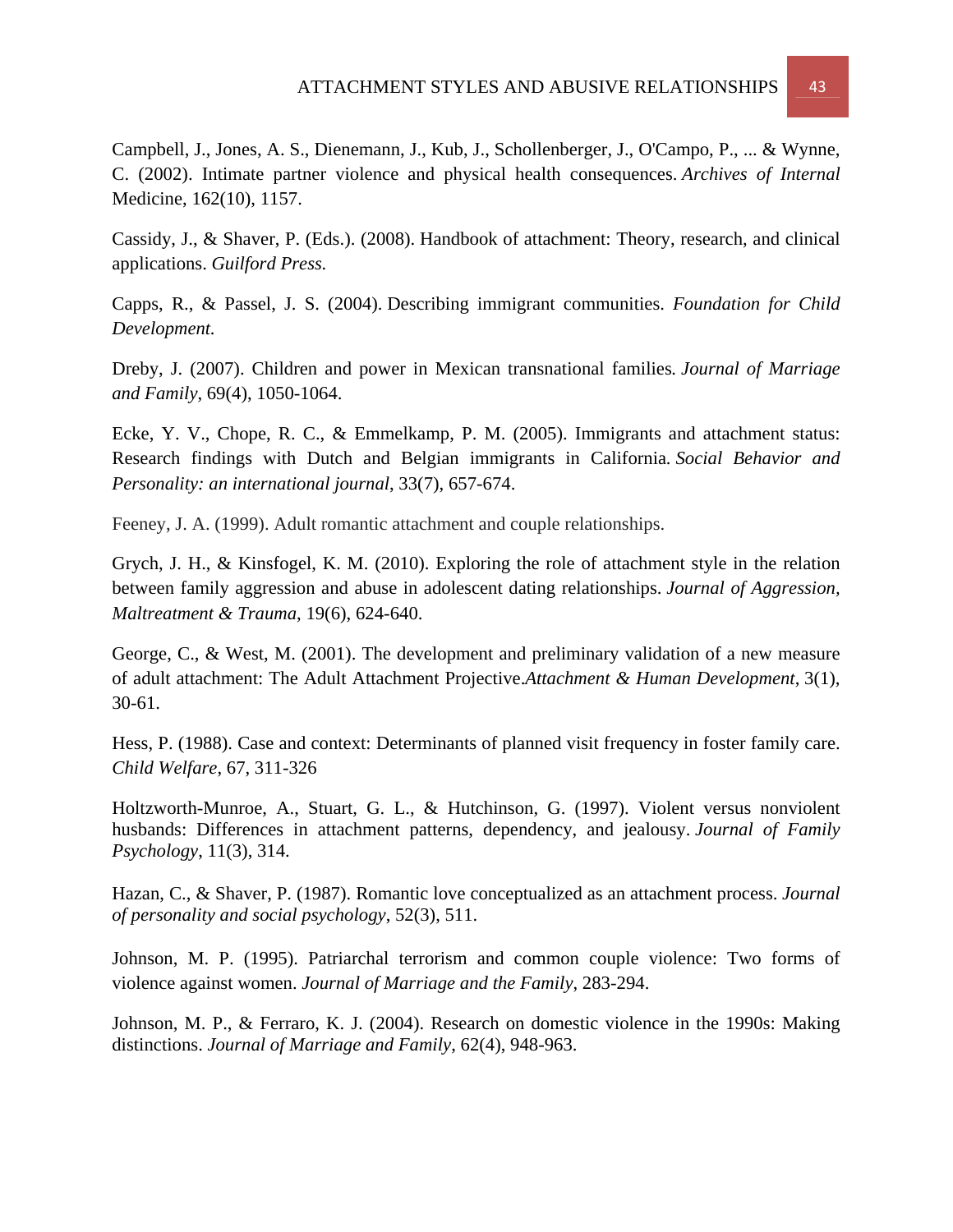Campbell, J., Jones, A. S., Dienemann, J., Kub, J., Schollenberger, J., O'Campo, P., ... & Wynne, C. (2002). Intimate partner violence and physical health consequences. *Archives of Internal* Medicine, 162(10), 1157.

Cassidy, J., & Shaver, P. (Eds.). (2008). Handbook of attachment: Theory, research, and clinical applications. *Guilford Press.*

Capps, R., & Passel, J. S. (2004). Describing immigrant communities. *Foundation for Child Development.*

Dreby, J. (2007). Children and power in Mexican transnational families. *Journal of Marriage and Family*, 69(4), 1050-1064.

Ecke, Y. V., Chope, R. C., & Emmelkamp, P. M. (2005). Immigrants and attachment status: Research findings with Dutch and Belgian immigrants in California. *Social Behavior and Personality: an international journal*, 33(7), 657-674.

Feeney, J. A. (1999). Adult romantic attachment and couple relationships.

Grych, J. H., & Kinsfogel, K. M. (2010). Exploring the role of attachment style in the relation between family aggression and abuse in adolescent dating relationships. *Journal of Aggression, Maltreatment & Trauma*, 19(6), 624-640.

George, C., & West, M. (2001). The development and preliminary validation of a new measure of adult attachment: The Adult Attachment Projective.*Attachment & Human Development*, 3(1), 30-61.

Hess, P. (1988). Case and context: Determinants of planned visit frequency in foster family care. *Child Welfare*, 67, 311-326

Holtzworth-Munroe, A., Stuart, G. L., & Hutchinson, G. (1997). Violent versus nonviolent husbands: Differences in attachment patterns, dependency, and jealousy. *Journal of Family Psychology*, 11(3), 314.

Hazan, C., & Shaver, P. (1987). Romantic love conceptualized as an attachment process. *Journal of personality and social psychology*, 52(3), 511.

Johnson, M. P. (1995). Patriarchal terrorism and common couple violence: Two forms of violence against women. *Journal of Marriage and the Family*, 283-294.

Johnson, M. P., & Ferraro, K. J. (2004). Research on domestic violence in the 1990s: Making distinctions. *Journal of Marriage and Family*, 62(4), 948-963.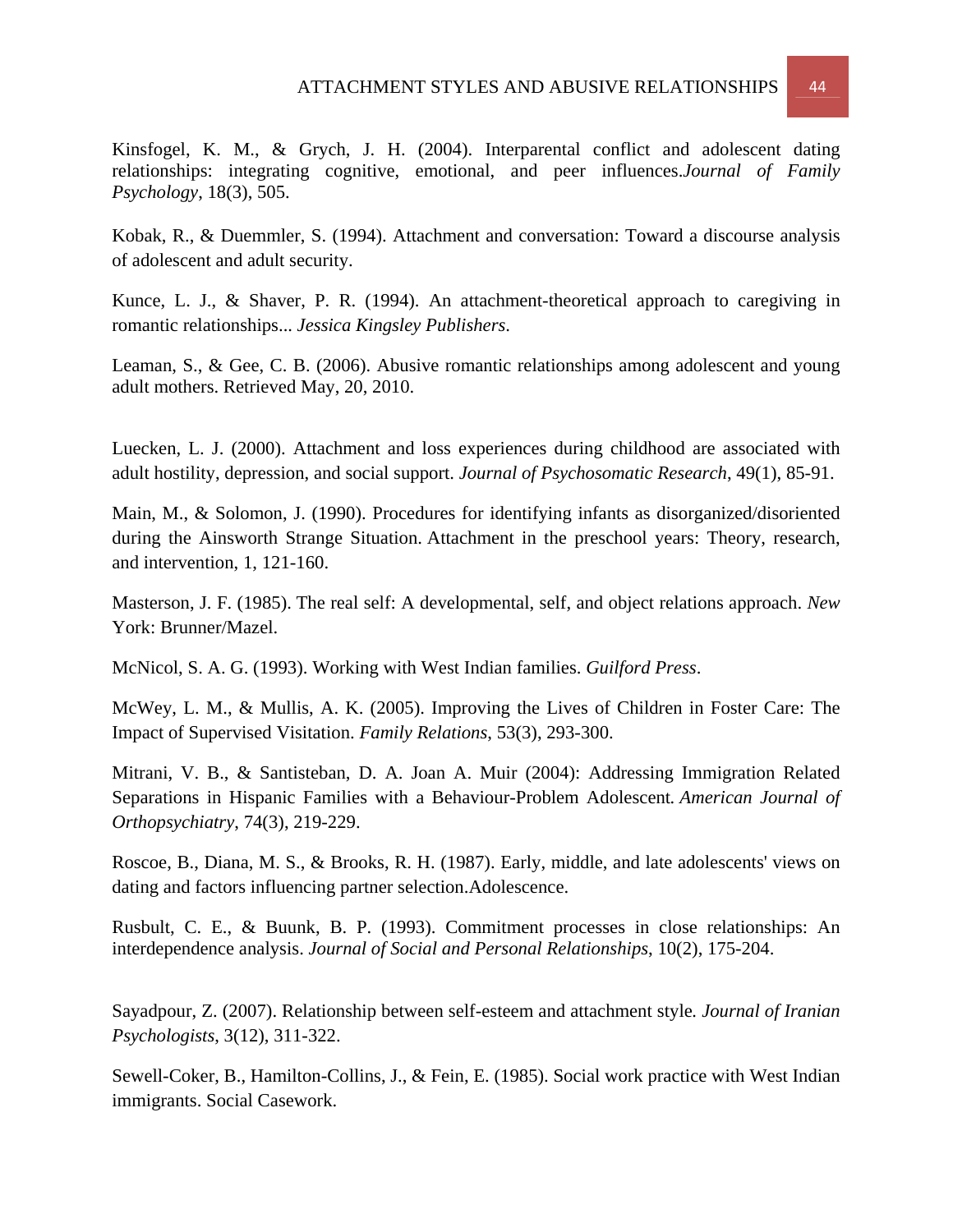Kinsfogel, K. M., & Grych, J. H. (2004). Interparental conflict and adolescent dating relationships: integrating cognitive, emotional, and peer influences.*Journal of Family Psychology*, 18(3), 505.

Kobak, R., & Duemmler, S. (1994). Attachment and conversation: Toward a discourse analysis of adolescent and adult security.

Kunce, L. J., & Shaver, P. R. (1994). An attachment-theoretical approach to caregiving in romantic relationships... *Jessica Kingsley Publishers*.

Leaman, S., & Gee, C. B. (2006). Abusive romantic relationships among adolescent and young adult mothers. Retrieved May, 20, 2010.

Luecken, L. J. (2000). Attachment and loss experiences during childhood are associated with adult hostility, depression, and social support. *Journal of Psychosomatic Research*, 49(1), 85-91.

Main, M., & Solomon, J. (1990). Procedures for identifying infants as disorganized/disoriented during the Ainsworth Strange Situation. Attachment in the preschool years: Theory, research, and intervention, 1, 121-160.

Masterson, J. F. (1985). The real self: A developmental, self, and object relations approach. *New* York: Brunner/Mazel.

McNicol, S. A. G. (1993). Working with West Indian families. *Guilford Press*.

McWey, L. M., & Mullis, A. K. (2005). Improving the Lives of Children in Foster Care: The Impact of Supervised Visitation. *Family Relations*, 53(3), 293-300.

Mitrani, V. B., & Santisteban, D. A. Joan A. Muir (2004): Addressing Immigration Related Separations in Hispanic Families with a Behaviour-Problem Adolescent*. American Journal of Orthopsychiatry*, 74(3), 219-229.

Roscoe, B., Diana, M. S., & Brooks, R. H. (1987). Early, middle, and late adolescents' views on dating and factors influencing partner selection.Adolescence.

Rusbult, C. E., & Buunk, B. P. (1993). Commitment processes in close relationships: An interdependence analysis. *Journal of Social and Personal Relationships*, 10(2), 175-204.

Sayadpour, Z. (2007). Relationship between self-esteem and attachment style*. Journal of Iranian Psychologists*, 3(12), 311-322.

Sewell-Coker, B., Hamilton-Collins, J., & Fein, E. (1985). Social work practice with West Indian immigrants. Social Casework.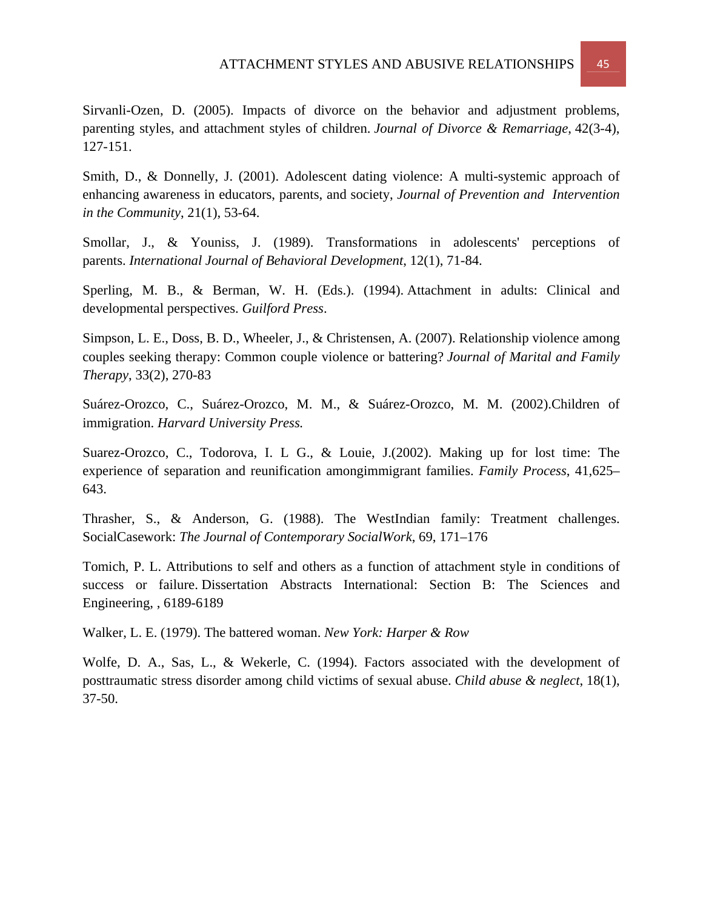Sirvanli-Ozen, D. (2005). Impacts of divorce on the behavior and adjustment problems, parenting styles, and attachment styles of children. *Journal of Divorce & Remarriage*, 42(3-4), 127-151.

Smith, D., & Donnelly, J. (2001). Adolescent dating violence: A multi-systemic approach of enhancing awareness in educators, parents, and society, *Journal of Prevention and Intervention in the Community*, 21(1), 53-64.

Smollar, J., & Youniss, J. (1989). Transformations in adolescents' perceptions of parents. *International Journal of Behavioral Development*, 12(1), 71-84.

Sperling, M. B., & Berman, W. H. (Eds.). (1994). Attachment in adults: Clinical and developmental perspectives. *Guilford Press*.

Simpson, L. E., Doss, B. D., Wheeler, J., & Christensen, A. (2007). Relationship violence among couples seeking therapy: Common couple violence or battering? *Journal of Marital and Family Therapy*, 33(2), 270-83

Suárez-Orozco, C., Suárez-Orozco, M. M., & Suárez-Orozco, M. M. (2002).Children of immigration. *Harvard University Press.*

Suarez-Orozco, C., Todorova, I. L G., & Louie, J.(2002). Making up for lost time: The experience of separation and reunification amongimmigrant families. *Family Process*, 41,625–643.

Thrasher, S., & Anderson, G. (1988). The WestIndian family: Treatment challenges. SocialCasework: *The Journal of Contemporary SocialWork*, 69, 171–176

Tomich, P. L. Attributions to self and others as a function of attachment style in conditions of success or failure. Dissertation Abstracts International: Section B: The Sciences and Engineering, , 6189-6189

Walker, L. E. (1979). The battered woman. *New York: Harper & Row*

Wolfe, D. A., Sas, L., & Wekerle, C. (1994). Factors associated with the development of posttraumatic stress disorder among child victims of sexual abuse. *Child abuse & neglect*, 18(1), 37-50.